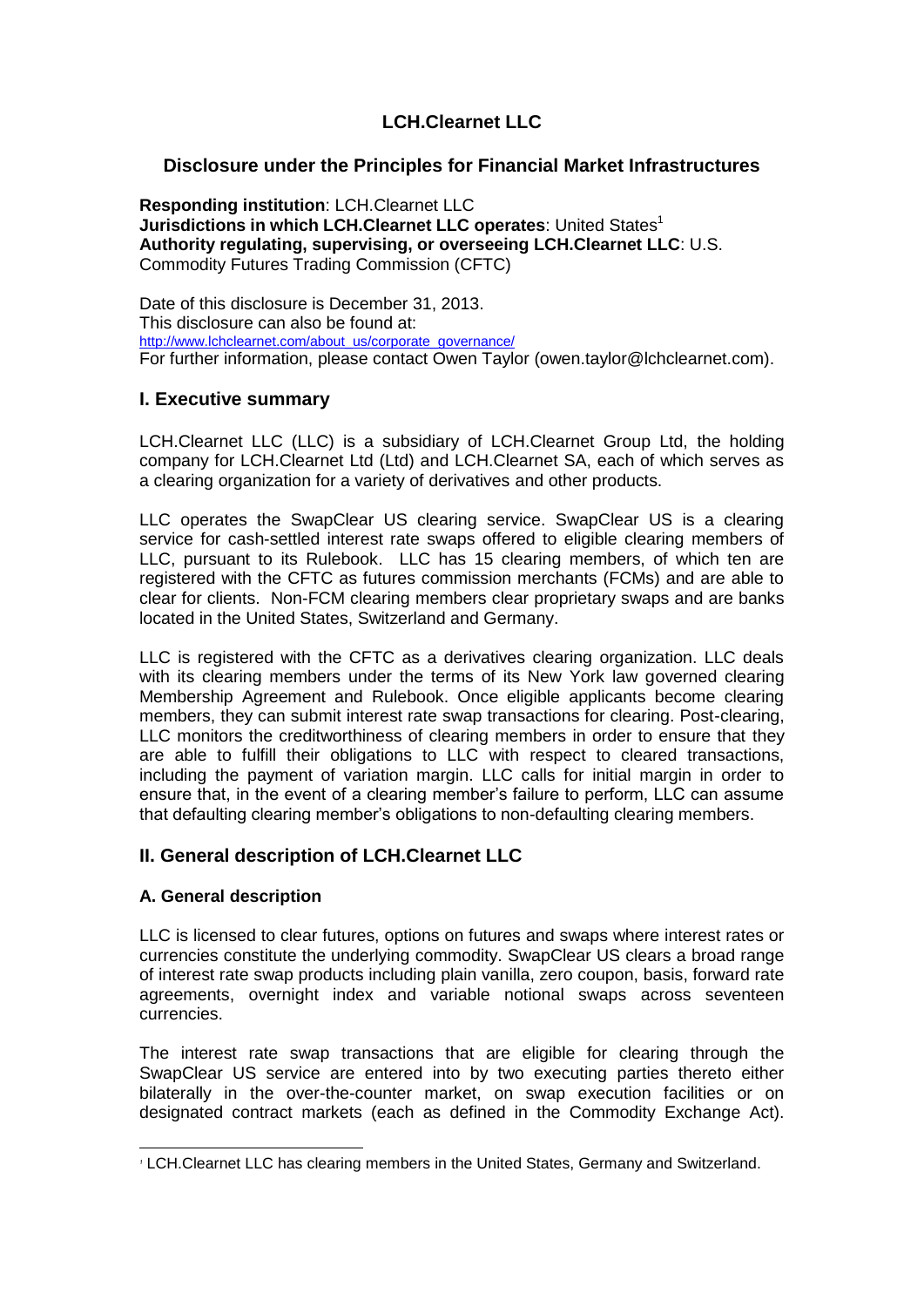# LCH.Clearnet LLC

## Disclosure under the Principles for Financial Market Infrastructures

**Responding institution**: LCH.Clearnet LLC
**Jurisdictions in which LCH.Clearnet LLC operates**: United States[1]
**Authority regulating, supervising, or overseeing LCH.Clearnet LLC**: U.S. Commodity Futures Trading Commission (CFTC)

Date of this disclosure is December 31, 2013.
This disclosure can also be found at:
http://www.lchclearnet.com/about_us/corporate_governance/
For further information, please contact Owen Taylor (owen.taylor@lchclearnet.com).

## I. Executive summary

LCH.Clearnet LLC (LLC) is a subsidiary of LCH.Clearnet Group Ltd, the holding company for LCH.Clearnet Ltd (Ltd) and LCH.Clearnet SA, each of which serves as a clearing organization for a variety of derivatives and other products.

LLC operates the SwapClear US clearing service. SwapClear US is a clearing service for cash-settled interest rate swaps offered to eligible clearing members of LLC, pursuant to its Rulebook. LLC has 15 clearing members, of which ten are registered with the CFTC as futures commission merchants (FCMs) and are able to clear for clients. Non-FCM clearing members clear proprietary swaps and are banks located in the United States, Switzerland and Germany.

LLC is registered with the CFTC as a derivatives clearing organization. LLC deals with its clearing members under the terms of its New York law governed clearing Membership Agreement and Rulebook. Once eligible applicants become clearing members, they can submit interest rate swap transactions for clearing. Post-clearing, LLC monitors the creditworthiness of clearing members in order to ensure that they are able to fulfill their obligations to LLC with respect to cleared transactions, including the payment of variation margin. LLC calls for initial margin in order to ensure that, in the event of a clearing member's failure to perform, LLC can assume that defaulting clearing member's obligations to non-defaulting clearing members.

## II. General description of LCH.Clearnet LLC

### A. General description

LLC is licensed to clear futures, options on futures and swaps where interest rates or currencies constitute the underlying commodity. SwapClear US clears a broad range of interest rate swap products including plain vanilla, zero coupon, basis, forward rate agreements, overnight index and variable notional swaps across seventeen currencies.

The interest rate swap transactions that are eligible for clearing through the SwapClear US service are entered into by two executing parties thereto either bilaterally in the over-the-counter market, on swap execution facilities or on designated contract markets (each as defined in the Commodity Exchange Act).

---

[1] LCH.Clearnet LLC has clearing members in the United States, Germany and Switzerland.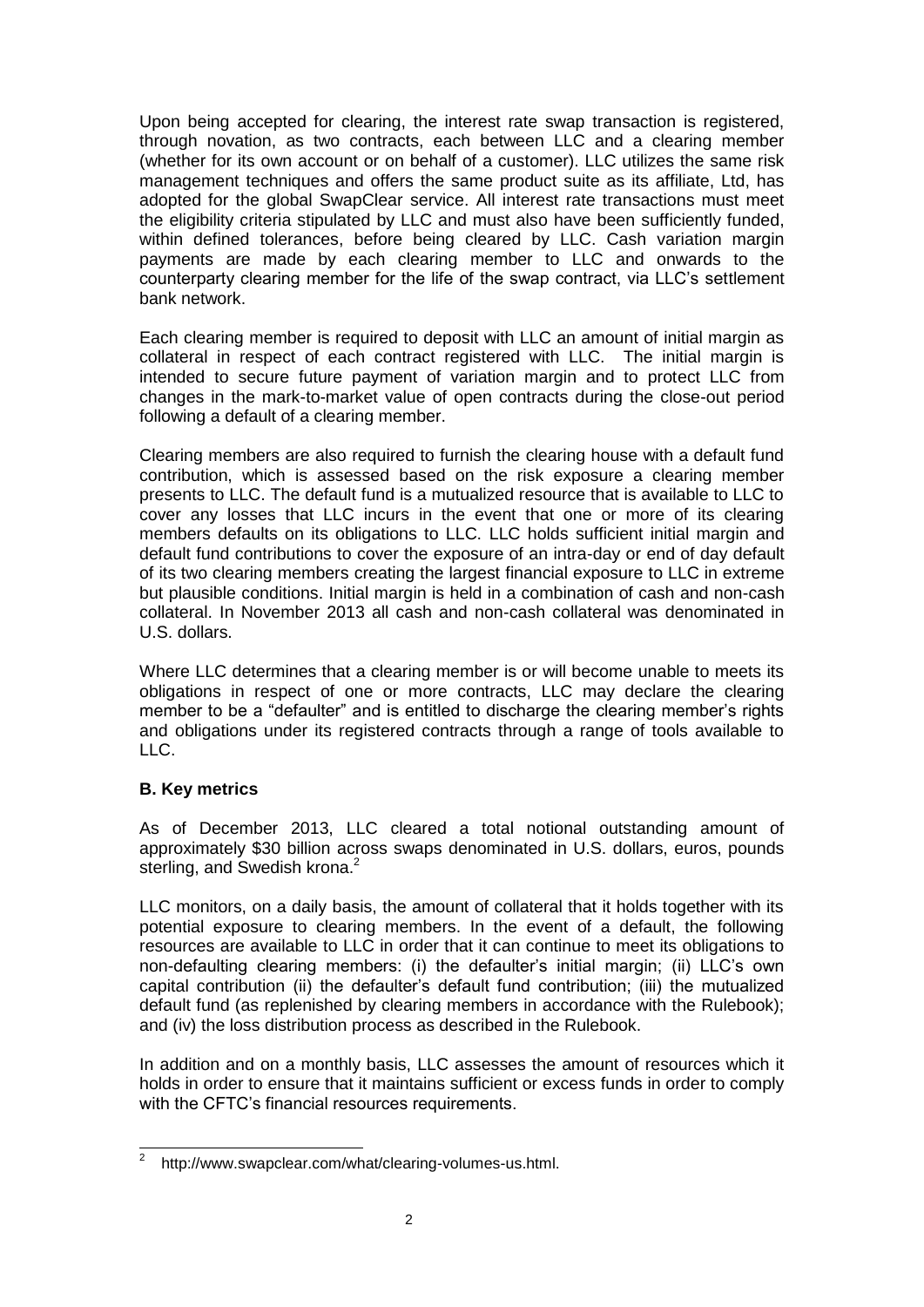Upon being accepted for clearing, the interest rate swap transaction is registered, through novation, as two contracts, each between LLC and a clearing member (whether for its own account or on behalf of a customer). LLC utilizes the same risk management techniques and offers the same product suite as its affiliate, Ltd, has adopted for the global SwapClear service. All interest rate transactions must meet the eligibility criteria stipulated by LLC and must also have been sufficiently funded, within defined tolerances, before being cleared by LLC. Cash variation margin payments are made by each clearing member to LLC and onwards to the counterparty clearing member for the life of the swap contract, via LLC's settlement bank network.

Each clearing member is required to deposit with LLC an amount of initial margin as collateral in respect of each contract registered with LLC. The initial margin is intended to secure future payment of variation margin and to protect LLC from changes in the mark-to-market value of open contracts during the close-out period following a default of a clearing member.

Clearing members are also required to furnish the clearing house with a default fund contribution, which is assessed based on the risk exposure a clearing member presents to LLC. The default fund is a mutualized resource that is available to LLC to cover any losses that LLC incurs in the event that one or more of its clearing members defaults on its obligations to LLC. LLC holds sufficient initial margin and default fund contributions to cover the exposure of an intra-day or end of day default of its two clearing members creating the largest financial exposure to LLC in extreme but plausible conditions. Initial margin is held in a combination of cash and non-cash collateral. In November 2013 all cash and non-cash collateral was denominated in U.S. dollars.

Where LLC determines that a clearing member is or will become unable to meets its obligations in respect of one or more contracts, LLC may declare the clearing member to be a "defaulter" and is entitled to discharge the clearing member's rights and obligations under its registered contracts through a range of tools available to LLC.

## B. Key metrics

As of December 2013, LLC cleared a total notional outstanding amount of approximately $30 billion across swaps denominated in U.S. dollars, euros, pounds sterling, and Swedish krona.[2]

LLC monitors, on a daily basis, the amount of collateral that it holds together with its potential exposure to clearing members. In the event of a default, the following resources are available to LLC in order that it can continue to meet its obligations to non-defaulting clearing members: (i) the defaulter's initial margin; (ii) LLC's own capital contribution (ii) the defaulter's default fund contribution; (iii) the mutualized default fund (as replenished by clearing members in accordance with the Rulebook); and (iv) the loss distribution process as described in the Rulebook.

In addition and on a monthly basis, LLC assesses the amount of resources which it holds in order to ensure that it maintains sufficient or excess funds in order to comply with the CFTC's financial resources requirements.

---

[2] http://www.swapclear.com/what/clearing-volumes-us.html.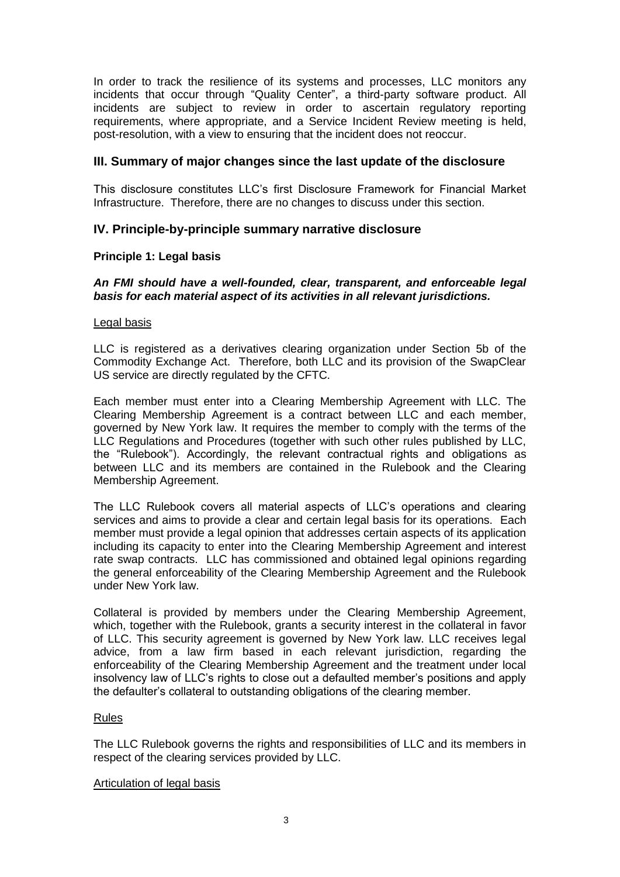In order to track the resilience of its systems and processes, LLC monitors any incidents that occur through "Quality Center", a third-party software product. All incidents are subject to review in order to ascertain regulatory reporting requirements, where appropriate, and a Service Incident Review meeting is held, post-resolution, with a view to ensuring that the incident does not reoccur.

## III. Summary of major changes since the last update of the disclosure

This disclosure constitutes LLC's first Disclosure Framework for Financial Market Infrastructure. Therefore, there are no changes to discuss under this section.

## IV. Principle-by-principle summary narrative disclosure

### Principle 1: Legal basis

***An FMI should have a well-founded, clear, transparent, and enforceable legal basis for each material aspect of its activities in all relevant jurisdictions.***

Legal basis

LLC is registered as a derivatives clearing organization under Section 5b of the Commodity Exchange Act. Therefore, both LLC and its provision of the SwapClear US service are directly regulated by the CFTC.

Each member must enter into a Clearing Membership Agreement with LLC. The Clearing Membership Agreement is a contract between LLC and each member, governed by New York law. It requires the member to comply with the terms of the LLC Regulations and Procedures (together with such other rules published by LLC, the "Rulebook"). Accordingly, the relevant contractual rights and obligations as between LLC and its members are contained in the Rulebook and the Clearing Membership Agreement.

The LLC Rulebook covers all material aspects of LLC's operations and clearing services and aims to provide a clear and certain legal basis for its operations. Each member must provide a legal opinion that addresses certain aspects of its application including its capacity to enter into the Clearing Membership Agreement and interest rate swap contracts. LLC has commissioned and obtained legal opinions regarding the general enforceability of the Clearing Membership Agreement and the Rulebook under New York law.

Collateral is provided by members under the Clearing Membership Agreement, which, together with the Rulebook, grants a security interest in the collateral in favor of LLC. This security agreement is governed by New York law. LLC receives legal advice, from a law firm based in each relevant jurisdiction, regarding the enforceability of the Clearing Membership Agreement and the treatment under local insolvency law of LLC's rights to close out a defaulted member's positions and apply the defaulter's collateral to outstanding obligations of the clearing member.

Rules

The LLC Rulebook governs the rights and responsibilities of LLC and its members in respect of the clearing services provided by LLC.

Articulation of legal basis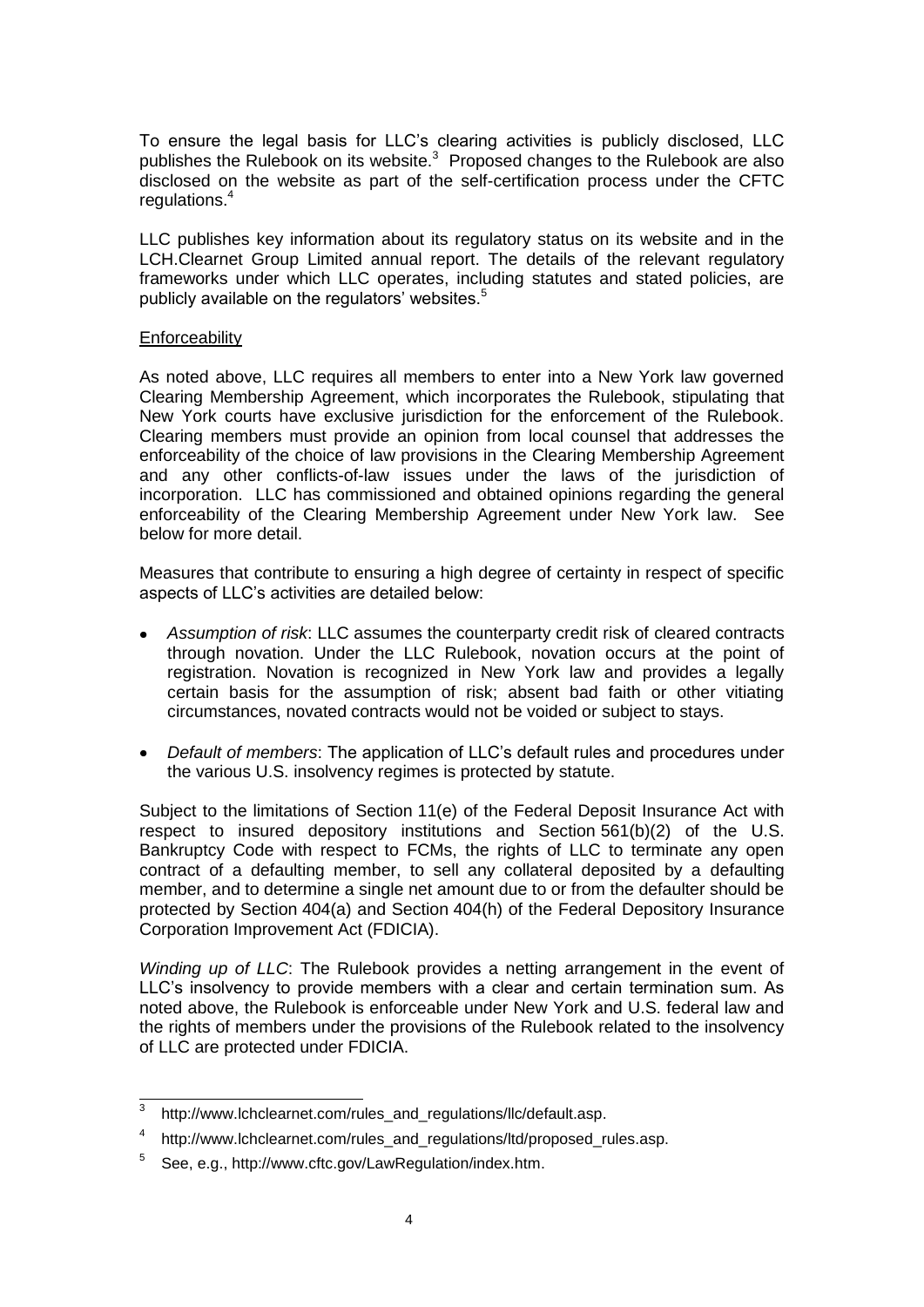To ensure the legal basis for LLC's clearing activities is publicly disclosed, LLC publishes the Rulebook on its website.[3] Proposed changes to the Rulebook are also disclosed on the website as part of the self-certification process under the CFTC regulations.[4]

LLC publishes key information about its regulatory status on its website and in the LCH.Clearnet Group Limited annual report. The details of the relevant regulatory frameworks under which LLC operates, including statutes and stated policies, are publicly available on the regulators' websites.[5]

Enforceability

As noted above, LLC requires all members to enter into a New York law governed Clearing Membership Agreement, which incorporates the Rulebook, stipulating that New York courts have exclusive jurisdiction for the enforcement of the Rulebook. Clearing members must provide an opinion from local counsel that addresses the enforceability of the choice of law provisions in the Clearing Membership Agreement and any other conflicts-of-law issues under the laws of the jurisdiction of incorporation. LLC has commissioned and obtained opinions regarding the general enforceability of the Clearing Membership Agreement under New York law. See below for more detail.

Measures that contribute to ensuring a high degree of certainty in respect of specific aspects of LLC's activities are detailed below:

- *Assumption of risk*: LLC assumes the counterparty credit risk of cleared contracts through novation. Under the LLC Rulebook, novation occurs at the point of registration. Novation is recognized in New York law and provides a legally certain basis for the assumption of risk; absent bad faith or other vitiating circumstances, novated contracts would not be voided or subject to stays.
- *Default of members*: The application of LLC's default rules and procedures under the various U.S. insolvency regimes is protected by statute.

Subject to the limitations of Section 11(e) of the Federal Deposit Insurance Act with respect to insured depository institutions and Section 561(b)(2) of the U.S. Bankruptcy Code with respect to FCMs, the rights of LLC to terminate any open contract of a defaulting member, to sell any collateral deposited by a defaulting member, and to determine a single net amount due to or from the defaulter should be protected by Section 404(a) and Section 404(h) of the Federal Depository Insurance Corporation Improvement Act (FDICIA).

*Winding up of LLC*: The Rulebook provides a netting arrangement in the event of LLC's insolvency to provide members with a clear and certain termination sum. As noted above, the Rulebook is enforceable under New York and U.S. federal law and the rights of members under the provisions of the Rulebook related to the insolvency of LLC are protected under FDICIA.

---

[3] http://www.lchclearnet.com/rules_and_regulations/llc/default.asp.

[4] http://www.lchclearnet.com/rules_and_regulations/ltd/proposed_rules.asp.

[5] See, e.g., http://www.cftc.gov/LawRegulation/index.htm.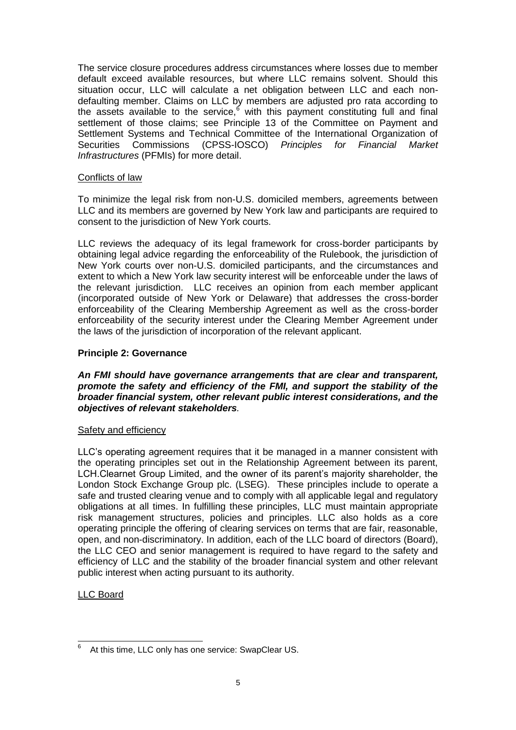The service closure procedures address circumstances where losses due to member default exceed available resources, but where LLC remains solvent. Should this situation occur, LLC will calculate a net obligation between LLC and each non-defaulting member. Claims on LLC by members are adjusted pro rata according to the assets available to the service,[6] with this payment constituting full and final settlement of those claims; see Principle 13 of the Committee on Payment and Settlement Systems and Technical Committee of the International Organization of Securities Commissions (CPSS-IOSCO) *Principles for Financial Market Infrastructures* (PFMIs) for more detail.

Conflicts of law

To minimize the legal risk from non-U.S. domiciled members, agreements between LLC and its members are governed by New York law and participants are required to consent to the jurisdiction of New York courts.

LLC reviews the adequacy of its legal framework for cross-border participants by obtaining legal advice regarding the enforceability of the Rulebook, the jurisdiction of New York courts over non-U.S. domiciled participants, and the circumstances and extent to which a New York law security interest will be enforceable under the laws of the relevant jurisdiction. LLC receives an opinion from each member applicant (incorporated outside of New York or Delaware) that addresses the cross-border enforceability of the Clearing Membership Agreement as well as the cross-border enforceability of the security interest under the Clearing Member Agreement under the laws of the jurisdiction of incorporation of the relevant applicant.

### Principle 2: Governance

***An FMI should have governance arrangements that are clear and transparent, promote the safety and efficiency of the FMI, and support the stability of the broader financial system, other relevant public interest considerations, and the objectives of relevant stakeholders.***

Safety and efficiency

LLC's operating agreement requires that it be managed in a manner consistent with the operating principles set out in the Relationship Agreement between its parent, LCH.Clearnet Group Limited, and the owner of its parent's majority shareholder, the London Stock Exchange Group plc. (LSEG). These principles include to operate a safe and trusted clearing venue and to comply with all applicable legal and regulatory obligations at all times. In fulfilling these principles, LLC must maintain appropriate risk management structures, policies and principles. LLC also holds as a core operating principle the offering of clearing services on terms that are fair, reasonable, open, and non-discriminatory. In addition, each of the LLC board of directors (Board), the LLC CEO and senior management is required to have regard to the safety and efficiency of LLC and the stability of the broader financial system and other relevant public interest when acting pursuant to its authority.

LLC Board

[6] At this time, LLC only has one service: SwapClear US.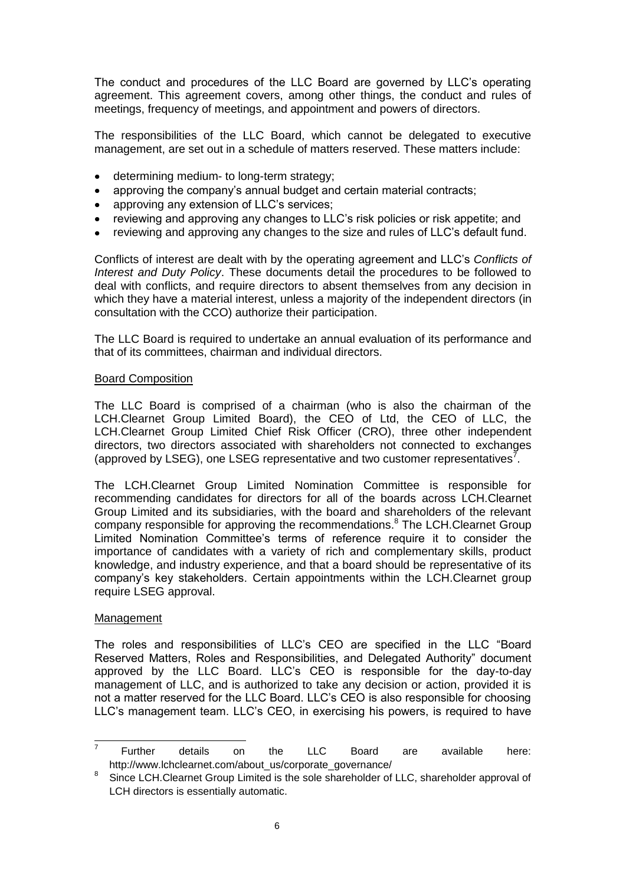The conduct and procedures of the LLC Board are governed by LLC's operating agreement. This agreement covers, among other things, the conduct and rules of meetings, frequency of meetings, and appointment and powers of directors.

The responsibilities of the LLC Board, which cannot be delegated to executive management, are set out in a schedule of matters reserved. These matters include:

- determining medium- to long-term strategy;
- approving the company's annual budget and certain material contracts;
- approving any extension of LLC's services;
- reviewing and approving any changes to LLC's risk policies or risk appetite; and
- reviewing and approving any changes to the size and rules of LLC's default fund.

Conflicts of interest are dealt with by the operating agreement and LLC's *Conflicts of Interest and Duty Policy*. These documents detail the procedures to be followed to deal with conflicts, and require directors to absent themselves from any decision in which they have a material interest, unless a majority of the independent directors (in consultation with the CCO) authorize their participation.

The LLC Board is required to undertake an annual evaluation of its performance and that of its committees, chairman and individual directors.

Board Composition

The LLC Board is comprised of a chairman (who is also the chairman of the LCH.Clearnet Group Limited Board), the CEO of Ltd, the CEO of LLC, the LCH.Clearnet Group Limited Chief Risk Officer (CRO), three other independent directors, two directors associated with shareholders not connected to exchanges (approved by LSEG), one LSEG representative and two customer representatives[7].

The LCH.Clearnet Group Limited Nomination Committee is responsible for recommending candidates for directors for all of the boards across LCH.Clearnet Group Limited and its subsidiaries, with the board and shareholders of the relevant company responsible for approving the recommendations.[8] The LCH.Clearnet Group Limited Nomination Committee's terms of reference require it to consider the importance of candidates with a variety of rich and complementary skills, product knowledge, and industry experience, and that a board should be representative of its company's key stakeholders. Certain appointments within the LCH.Clearnet group require LSEG approval.

Management

The roles and responsibilities of LLC's CEO are specified in the LLC "Board Reserved Matters, Roles and Responsibilities, and Delegated Authority" document approved by the LLC Board. LLC's CEO is responsible for the day-to-day management of LLC, and is authorized to take any decision or action, provided it is not a matter reserved for the LLC Board. LLC's CEO is also responsible for choosing LLC's management team. LLC's CEO, in exercising his powers, is required to have

---

[7] Further details on the LLC Board are available here: http://www.lchclearnet.com/about_us/corporate_governance/

[8] Since LCH.Clearnet Group Limited is the sole shareholder of LLC, shareholder approval of LCH directors is essentially automatic.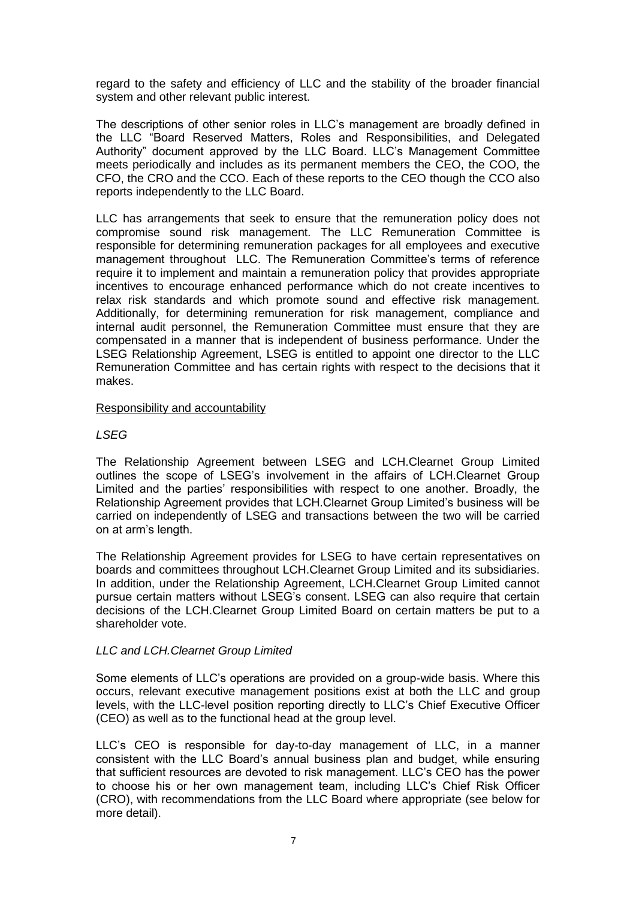regard to the safety and efficiency of LLC and the stability of the broader financial system and other relevant public interest.

The descriptions of other senior roles in LLC's management are broadly defined in the LLC "Board Reserved Matters, Roles and Responsibilities, and Delegated Authority" document approved by the LLC Board. LLC's Management Committee meets periodically and includes as its permanent members the CEO, the COO, the CFO, the CRO and the CCO. Each of these reports to the CEO though the CCO also reports independently to the LLC Board.

LLC has arrangements that seek to ensure that the remuneration policy does not compromise sound risk management. The LLC Remuneration Committee is responsible for determining remuneration packages for all employees and executive management throughout LLC. The Remuneration Committee's terms of reference require it to implement and maintain a remuneration policy that provides appropriate incentives to encourage enhanced performance which do not create incentives to relax risk standards and which promote sound and effective risk management. Additionally, for determining remuneration for risk management, compliance and internal audit personnel, the Remuneration Committee must ensure that they are compensated in a manner that is independent of business performance. Under the LSEG Relationship Agreement, LSEG is entitled to appoint one director to the LLC Remuneration Committee and has certain rights with respect to the decisions that it makes.

Responsibility and accountability

*LSEG*

The Relationship Agreement between LSEG and LCH.Clearnet Group Limited outlines the scope of LSEG's involvement in the affairs of LCH.Clearnet Group Limited and the parties' responsibilities with respect to one another. Broadly, the Relationship Agreement provides that LCH.Clearnet Group Limited's business will be carried on independently of LSEG and transactions between the two will be carried on at arm's length.

The Relationship Agreement provides for LSEG to have certain representatives on boards and committees throughout LCH.Clearnet Group Limited and its subsidiaries. In addition, under the Relationship Agreement, LCH.Clearnet Group Limited cannot pursue certain matters without LSEG's consent. LSEG can also require that certain decisions of the LCH.Clearnet Group Limited Board on certain matters be put to a shareholder vote.

*LLC and LCH.Clearnet Group Limited*

Some elements of LLC's operations are provided on a group-wide basis. Where this occurs, relevant executive management positions exist at both the LLC and group levels, with the LLC-level position reporting directly to LLC's Chief Executive Officer (CEO) as well as to the functional head at the group level.

LLC's CEO is responsible for day-to-day management of LLC, in a manner consistent with the LLC Board's annual business plan and budget, while ensuring that sufficient resources are devoted to risk management. LLC's CEO has the power to choose his or her own management team, including LLC's Chief Risk Officer (CRO), with recommendations from the LLC Board where appropriate (see below for more detail).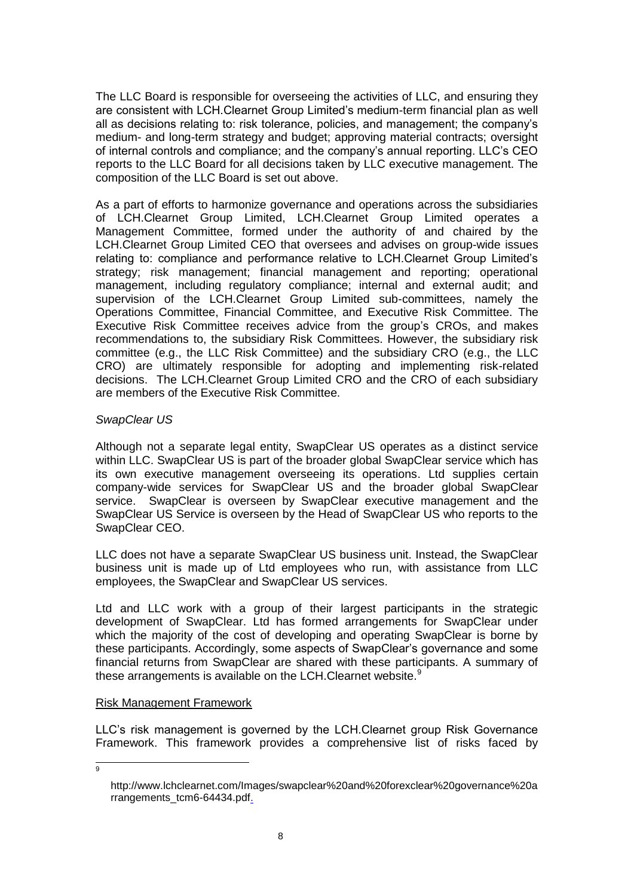The LLC Board is responsible for overseeing the activities of LLC, and ensuring they are consistent with LCH.Clearnet Group Limited's medium-term financial plan as well all as decisions relating to: risk tolerance, policies, and management; the company's medium- and long-term strategy and budget; approving material contracts; oversight of internal controls and compliance; and the company's annual reporting. LLC's CEO reports to the LLC Board for all decisions taken by LLC executive management. The composition of the LLC Board is set out above.

As a part of efforts to harmonize governance and operations across the subsidiaries of LCH.Clearnet Group Limited, LCH.Clearnet Group Limited operates a Management Committee, formed under the authority of and chaired by the LCH.Clearnet Group Limited CEO that oversees and advises on group-wide issues relating to: compliance and performance relative to LCH.Clearnet Group Limited's strategy; risk management; financial management and reporting; operational management, including regulatory compliance; internal and external audit; and supervision of the LCH.Clearnet Group Limited sub-committees, namely the Operations Committee, Financial Committee, and Executive Risk Committee. The Executive Risk Committee receives advice from the group's CROs, and makes recommendations to, the subsidiary Risk Committees. However, the subsidiary risk committee (e.g., the LLC Risk Committee) and the subsidiary CRO (e.g., the LLC CRO) are ultimately responsible for adopting and implementing risk-related decisions. The LCH.Clearnet Group Limited CRO and the CRO of each subsidiary are members of the Executive Risk Committee.

*SwapClear US*

Although not a separate legal entity, SwapClear US operates as a distinct service within LLC. SwapClear US is part of the broader global SwapClear service which has its own executive management overseeing its operations. Ltd supplies certain company-wide services for SwapClear US and the broader global SwapClear service. SwapClear is overseen by SwapClear executive management and the SwapClear US Service is overseen by the Head of SwapClear US who reports to the SwapClear CEO.

LLC does not have a separate SwapClear US business unit. Instead, the SwapClear business unit is made up of Ltd employees who run, with assistance from LLC employees, the SwapClear and SwapClear US services.

Ltd and LLC work with a group of their largest participants in the strategic development of SwapClear. Ltd has formed arrangements for SwapClear under which the majority of the cost of developing and operating SwapClear is borne by these participants. Accordingly, some aspects of SwapClear's governance and some financial returns from SwapClear are shared with these participants. A summary of these arrangements is available on the LCH.Clearnet website.[9]

Risk Management Framework

LLC's risk management is governed by the LCH.Clearnet group Risk Governance Framework. This framework provides a comprehensive list of risks faced by

---

[9] http://www.lchclearnet.com/Images/swapclear%20and%20forexclear%20governance%20arrangements_tcm6-64434.pdf.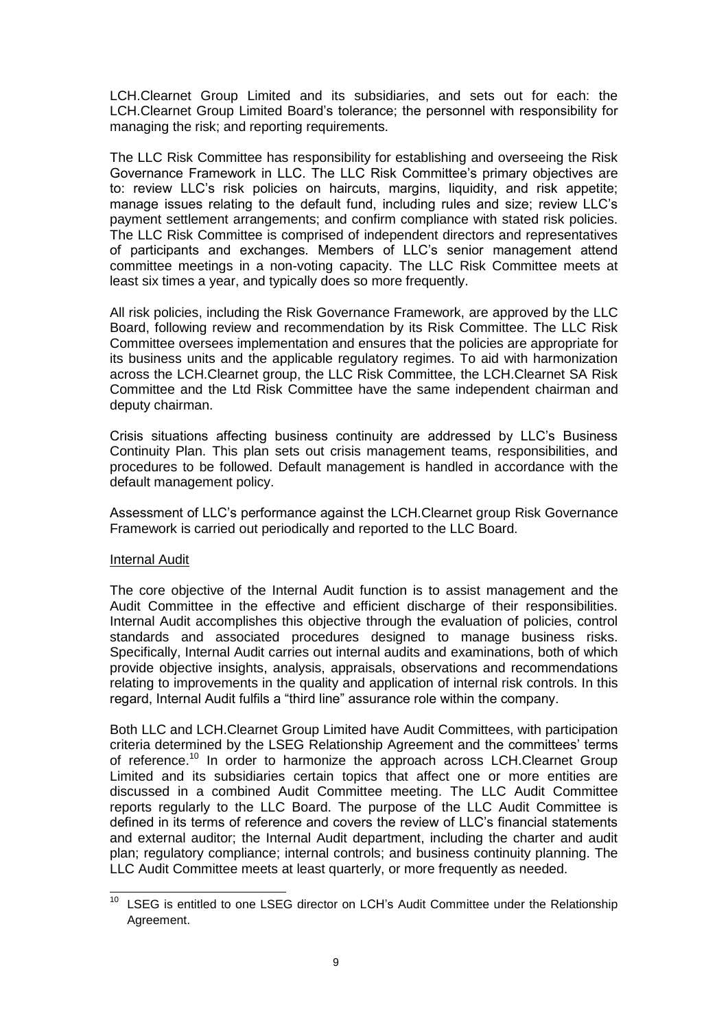LCH.Clearnet Group Limited and its subsidiaries, and sets out for each: the LCH.Clearnet Group Limited Board's tolerance; the personnel with responsibility for managing the risk; and reporting requirements.

The LLC Risk Committee has responsibility for establishing and overseeing the Risk Governance Framework in LLC. The LLC Risk Committee's primary objectives are to: review LLC's risk policies on haircuts, margins, liquidity, and risk appetite; manage issues relating to the default fund, including rules and size; review LLC's payment settlement arrangements; and confirm compliance with stated risk policies. The LLC Risk Committee is comprised of independent directors and representatives of participants and exchanges. Members of LLC's senior management attend committee meetings in a non-voting capacity. The LLC Risk Committee meets at least six times a year, and typically does so more frequently.

All risk policies, including the Risk Governance Framework, are approved by the LLC Board, following review and recommendation by its Risk Committee. The LLC Risk Committee oversees implementation and ensures that the policies are appropriate for its business units and the applicable regulatory regimes. To aid with harmonization across the LCH.Clearnet group, the LLC Risk Committee, the LCH.Clearnet SA Risk Committee and the Ltd Risk Committee have the same independent chairman and deputy chairman.

Crisis situations affecting business continuity are addressed by LLC's Business Continuity Plan. This plan sets out crisis management teams, responsibilities, and procedures to be followed. Default management is handled in accordance with the default management policy.

Assessment of LLC's performance against the LCH.Clearnet group Risk Governance Framework is carried out periodically and reported to the LLC Board.

Internal Audit

The core objective of the Internal Audit function is to assist management and the Audit Committee in the effective and efficient discharge of their responsibilities. Internal Audit accomplishes this objective through the evaluation of policies, control standards and associated procedures designed to manage business risks. Specifically, Internal Audit carries out internal audits and examinations, both of which provide objective insights, analysis, appraisals, observations and recommendations relating to improvements in the quality and application of internal risk controls. In this regard, Internal Audit fulfils a "third line" assurance role within the company.

Both LLC and LCH.Clearnet Group Limited have Audit Committees, with participation criteria determined by the LSEG Relationship Agreement and the committees' terms of reference.[10] In order to harmonize the approach across LCH.Clearnet Group Limited and its subsidiaries certain topics that affect one or more entities are discussed in a combined Audit Committee meeting. The LLC Audit Committee reports regularly to the LLC Board. The purpose of the LLC Audit Committee is defined in its terms of reference and covers the review of LLC's financial statements and external auditor; the Internal Audit department, including the charter and audit plan; regulatory compliance; internal controls; and business continuity planning. The LLC Audit Committee meets at least quarterly, or more frequently as needed.

[10] LSEG is entitled to one LSEG director on LCH's Audit Committee under the Relationship Agreement.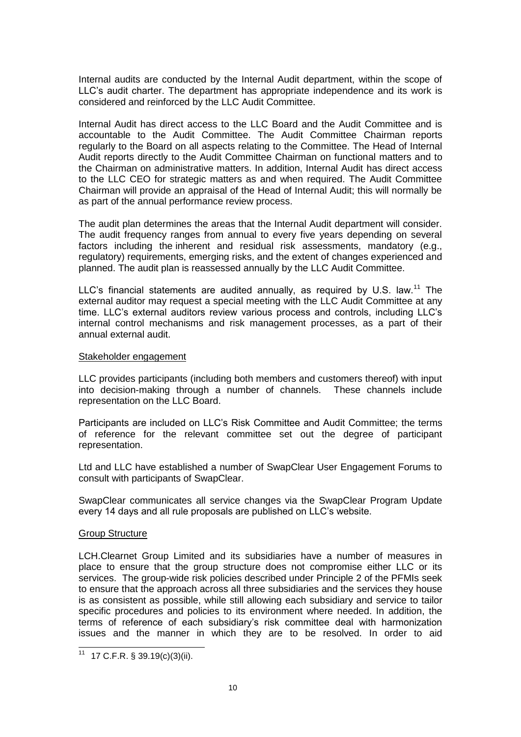Internal audits are conducted by the Internal Audit department, within the scope of LLC's audit charter. The department has appropriate independence and its work is considered and reinforced by the LLC Audit Committee.

Internal Audit has direct access to the LLC Board and the Audit Committee and is accountable to the Audit Committee. The Audit Committee Chairman reports regularly to the Board on all aspects relating to the Committee. The Head of Internal Audit reports directly to the Audit Committee Chairman on functional matters and to the Chairman on administrative matters. In addition, Internal Audit has direct access to the LLC CEO for strategic matters as and when required. The Audit Committee Chairman will provide an appraisal of the Head of Internal Audit; this will normally be as part of the annual performance review process.

The audit plan determines the areas that the Internal Audit department will consider. The audit frequency ranges from annual to every five years depending on several factors including the inherent and residual risk assessments, mandatory (e.g., regulatory) requirements, emerging risks, and the extent of changes experienced and planned. The audit plan is reassessed annually by the LLC Audit Committee.

LLC's financial statements are audited annually, as required by U.S. law.[11] The external auditor may request a special meeting with the LLC Audit Committee at any time. LLC's external auditors review various process and controls, including LLC's internal control mechanisms and risk management processes, as a part of their annual external audit.

Stakeholder engagement

LLC provides participants (including both members and customers thereof) with input into decision-making through a number of channels. These channels include representation on the LLC Board.

Participants are included on LLC's Risk Committee and Audit Committee; the terms of reference for the relevant committee set out the degree of participant representation.

Ltd and LLC have established a number of SwapClear User Engagement Forums to consult with participants of SwapClear.

SwapClear communicates all service changes via the SwapClear Program Update every 14 days and all rule proposals are published on LLC's website.

Group Structure

LCH.Clearnet Group Limited and its subsidiaries have a number of measures in place to ensure that the group structure does not compromise either LLC or its services. The group-wide risk policies described under Principle 2 of the PFMIs seek to ensure that the approach across all three subsidiaries and the services they house is as consistent as possible, while still allowing each subsidiary and service to tailor specific procedures and policies to its environment where needed. In addition, the terms of reference of each subsidiary's risk committee deal with harmonization issues and the manner in which they are to be resolved. In order to aid

[11] 17 C.F.R. § 39.19(c)(3)(ii).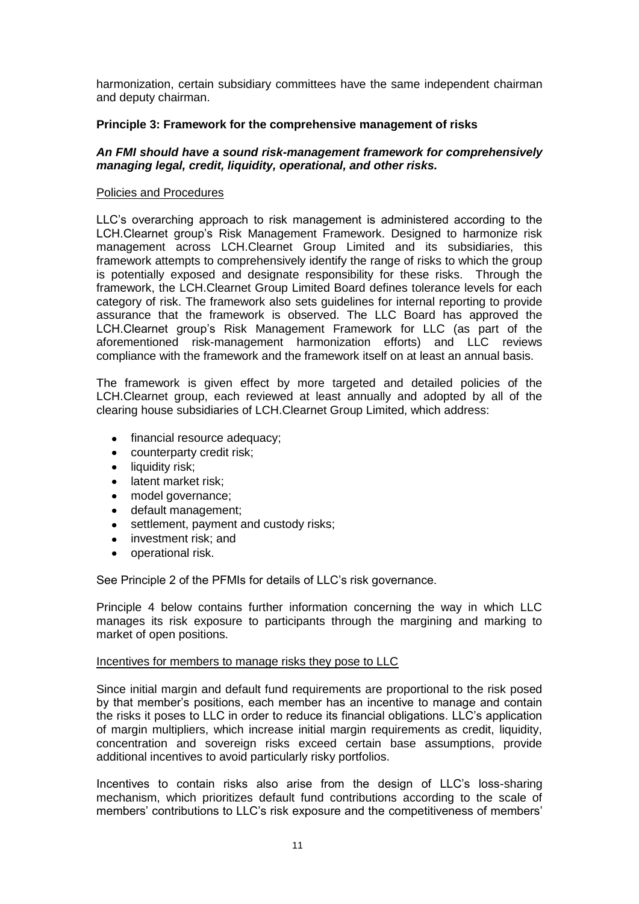harmonization, certain subsidiary committees have the same independent chairman and deputy chairman.

### Principle 3: Framework for the comprehensive management of risks

***An FMI should have a sound risk-management framework for comprehensively managing legal, credit, liquidity, operational, and other risks.***

Policies and Procedures

LLC's overarching approach to risk management is administered according to the LCH.Clearnet group's Risk Management Framework. Designed to harmonize risk management across LCH.Clearnet Group Limited and its subsidiaries, this framework attempts to comprehensively identify the range of risks to which the group is potentially exposed and designate responsibility for these risks. Through the framework, the LCH.Clearnet Group Limited Board defines tolerance levels for each category of risk. The framework also sets guidelines for internal reporting to provide assurance that the framework is observed. The LLC Board has approved the LCH.Clearnet group's Risk Management Framework for LLC (as part of the aforementioned risk-management harmonization efforts) and LLC reviews compliance with the framework and the framework itself on at least an annual basis.

The framework is given effect by more targeted and detailed policies of the LCH.Clearnet group, each reviewed at least annually and adopted by all of the clearing house subsidiaries of LCH.Clearnet Group Limited, which address:

- financial resource adequacy;
- counterparty credit risk;
- liquidity risk;
- latent market risk;
- model governance;
- default management;
- settlement, payment and custody risks;
- investment risk; and
- operational risk.

See Principle 2 of the PFMIs for details of LLC's risk governance.

Principle 4 below contains further information concerning the way in which LLC manages its risk exposure to participants through the margining and marking to market of open positions.

Incentives for members to manage risks they pose to LLC

Since initial margin and default fund requirements are proportional to the risk posed by that member's positions, each member has an incentive to manage and contain the risks it poses to LLC in order to reduce its financial obligations. LLC's application of margin multipliers, which increase initial margin requirements as credit, liquidity, concentration and sovereign risks exceed certain base assumptions, provide additional incentives to avoid particularly risky portfolios.

Incentives to contain risks also arise from the design of LLC's loss-sharing mechanism, which prioritizes default fund contributions according to the scale of members' contributions to LLC's risk exposure and the competitiveness of members'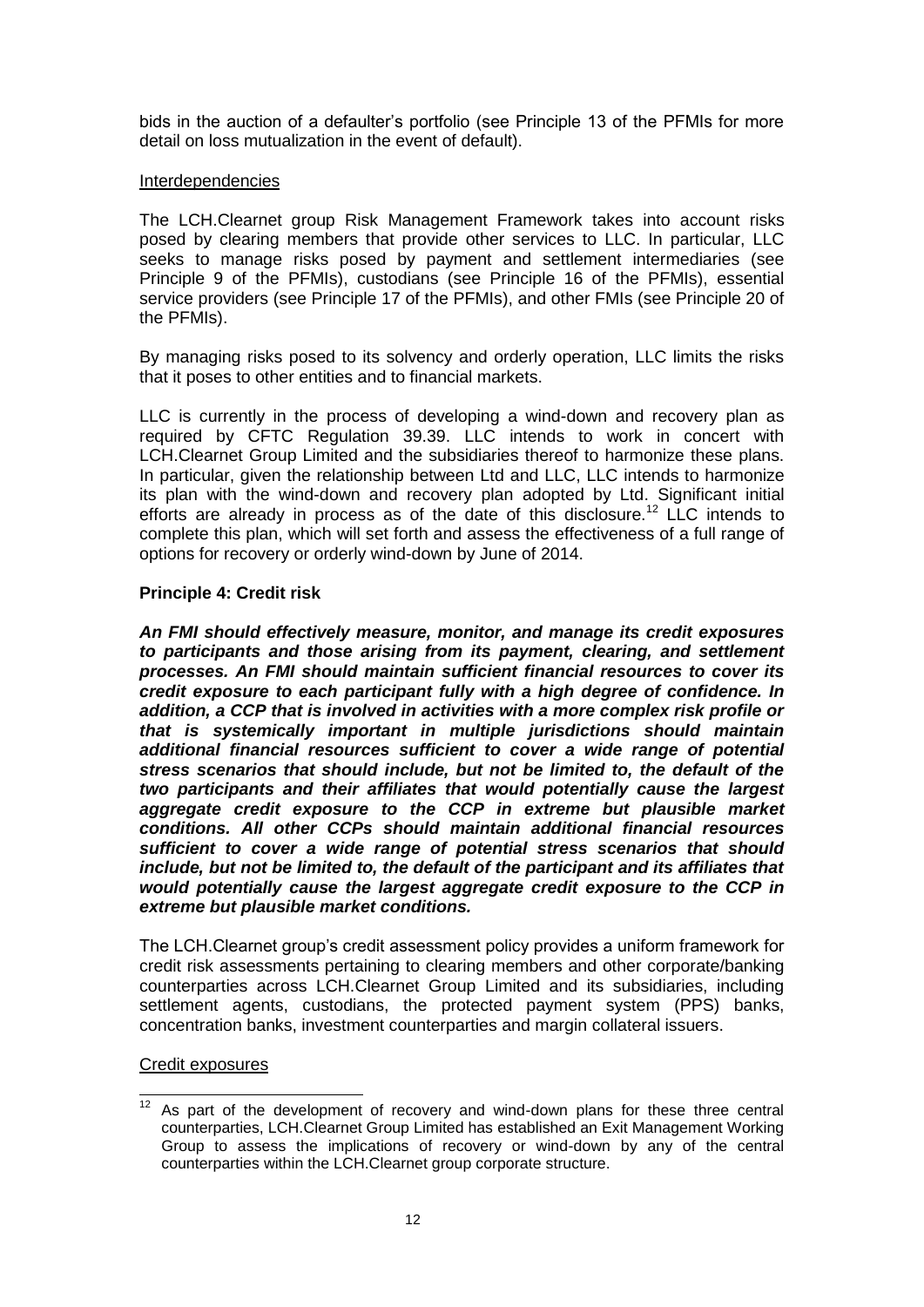bids in the auction of a defaulter's portfolio (see Principle 13 of the PFMIs for more detail on loss mutualization in the event of default).

Interdependencies

The LCH.Clearnet group Risk Management Framework takes into account risks posed by clearing members that provide other services to LLC. In particular, LLC seeks to manage risks posed by payment and settlement intermediaries (see Principle 9 of the PFMIs), custodians (see Principle 16 of the PFMIs), essential service providers (see Principle 17 of the PFMIs), and other FMIs (see Principle 20 of the PFMIs).

By managing risks posed to its solvency and orderly operation, LLC limits the risks that it poses to other entities and to financial markets.

LLC is currently in the process of developing a wind-down and recovery plan as required by CFTC Regulation 39.39. LLC intends to work in concert with LCH.Clearnet Group Limited and the subsidiaries thereof to harmonize these plans. In particular, given the relationship between Ltd and LLC, LLC intends to harmonize its plan with the wind-down and recovery plan adopted by Ltd. Significant initial efforts are already in process as of the date of this disclosure.[12] LLC intends to complete this plan, which will set forth and assess the effectiveness of a full range of options for recovery or orderly wind-down by June of 2014.

**Principle 4: Credit risk**

***An FMI should effectively measure, monitor, and manage its credit exposures to participants and those arising from its payment, clearing, and settlement processes. An FMI should maintain sufficient financial resources to cover its credit exposure to each participant fully with a high degree of confidence. In addition, a CCP that is involved in activities with a more complex risk profile or that is systemically important in multiple jurisdictions should maintain additional financial resources sufficient to cover a wide range of potential stress scenarios that should include, but not be limited to, the default of the two participants and their affiliates that would potentially cause the largest aggregate credit exposure to the CCP in extreme but plausible market conditions. All other CCPs should maintain additional financial resources sufficient to cover a wide range of potential stress scenarios that should include, but not be limited to, the default of the participant and its affiliates that would potentially cause the largest aggregate credit exposure to the CCP in extreme but plausible market conditions.***

The LCH.Clearnet group's credit assessment policy provides a uniform framework for credit risk assessments pertaining to clearing members and other corporate/banking counterparties across LCH.Clearnet Group Limited and its subsidiaries, including settlement agents, custodians, the protected payment system (PPS) banks, concentration banks, investment counterparties and margin collateral issuers.

Credit exposures

[12] As part of the development of recovery and wind-down plans for these three central counterparties, LCH.Clearnet Group Limited has established an Exit Management Working Group to assess the implications of recovery or wind-down by any of the central counterparties within the LCH.Clearnet group corporate structure.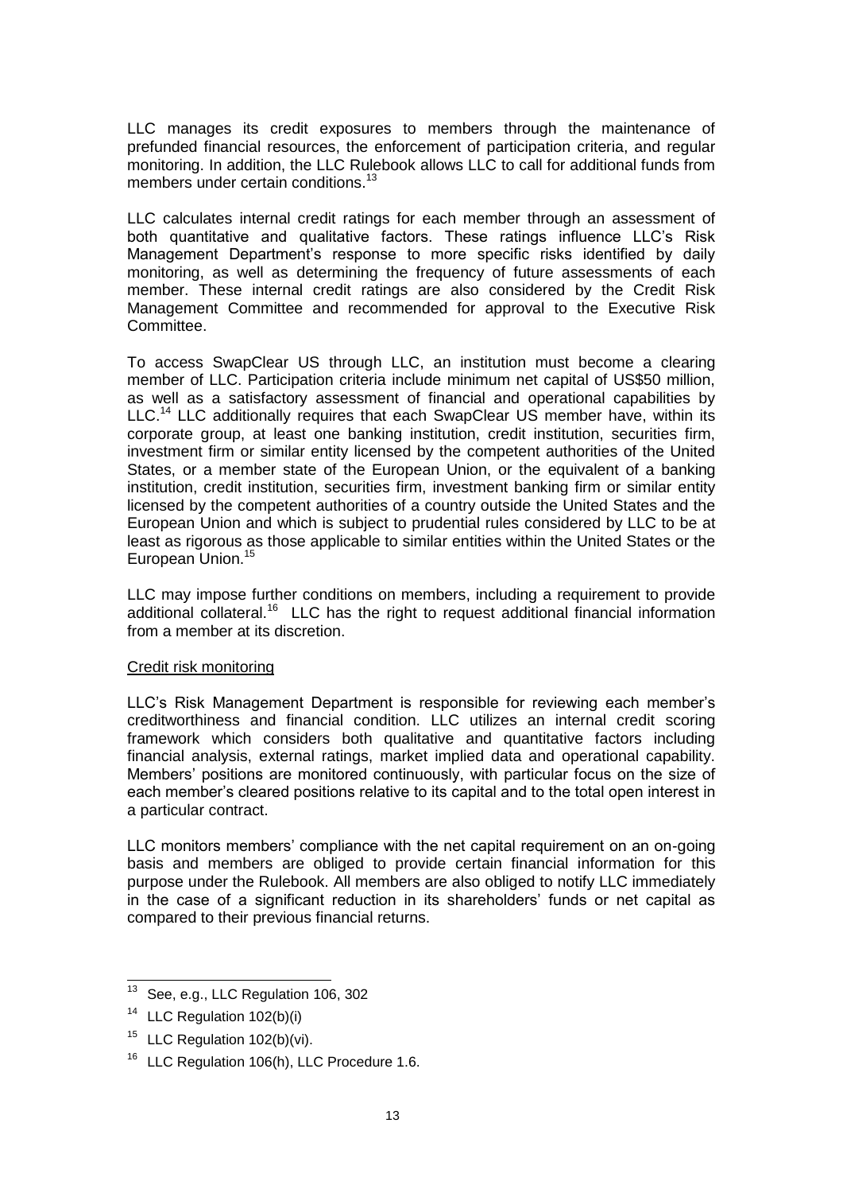LLC manages its credit exposures to members through the maintenance of prefunded financial resources, the enforcement of participation criteria, and regular monitoring. In addition, the LLC Rulebook allows LLC to call for additional funds from members under certain conditions.[13]

LLC calculates internal credit ratings for each member through an assessment of both quantitative and qualitative factors. These ratings influence LLC's Risk Management Department's response to more specific risks identified by daily monitoring, as well as determining the frequency of future assessments of each member. These internal credit ratings are also considered by the Credit Risk Management Committee and recommended for approval to the Executive Risk Committee.

To access SwapClear US through LLC, an institution must become a clearing member of LLC. Participation criteria include minimum net capital of US$50 million, as well as a satisfactory assessment of financial and operational capabilities by LLC.[14] LLC additionally requires that each SwapClear US member have, within its corporate group, at least one banking institution, credit institution, securities firm, investment firm or similar entity licensed by the competent authorities of the United States, or a member state of the European Union, or the equivalent of a banking institution, credit institution, securities firm, investment banking firm or similar entity licensed by the competent authorities of a country outside the United States and the European Union and which is subject to prudential rules considered by LLC to be at least as rigorous as those applicable to similar entities within the United States or the European Union.[15]

LLC may impose further conditions on members, including a requirement to provide additional collateral.[16] LLC has the right to request additional financial information from a member at its discretion.

<u>Credit risk monitoring</u>

LLC's Risk Management Department is responsible for reviewing each member's creditworthiness and financial condition. LLC utilizes an internal credit scoring framework which considers both qualitative and quantitative factors including financial analysis, external ratings, market implied data and operational capability. Members' positions are monitored continuously, with particular focus on the size of each member's cleared positions relative to its capital and to the total open interest in a particular contract.

LLC monitors members' compliance with the net capital requirement on an on-going basis and members are obliged to provide certain financial information for this purpose under the Rulebook. All members are also obliged to notify LLC immediately in the case of a significant reduction in its shareholders' funds or net capital as compared to their previous financial returns.

---

[13] See, e.g., LLC Regulation 106, 302

[14] LLC Regulation 102(b)(i)

[15] LLC Regulation 102(b)(vi).

[16] LLC Regulation 106(h), LLC Procedure 1.6.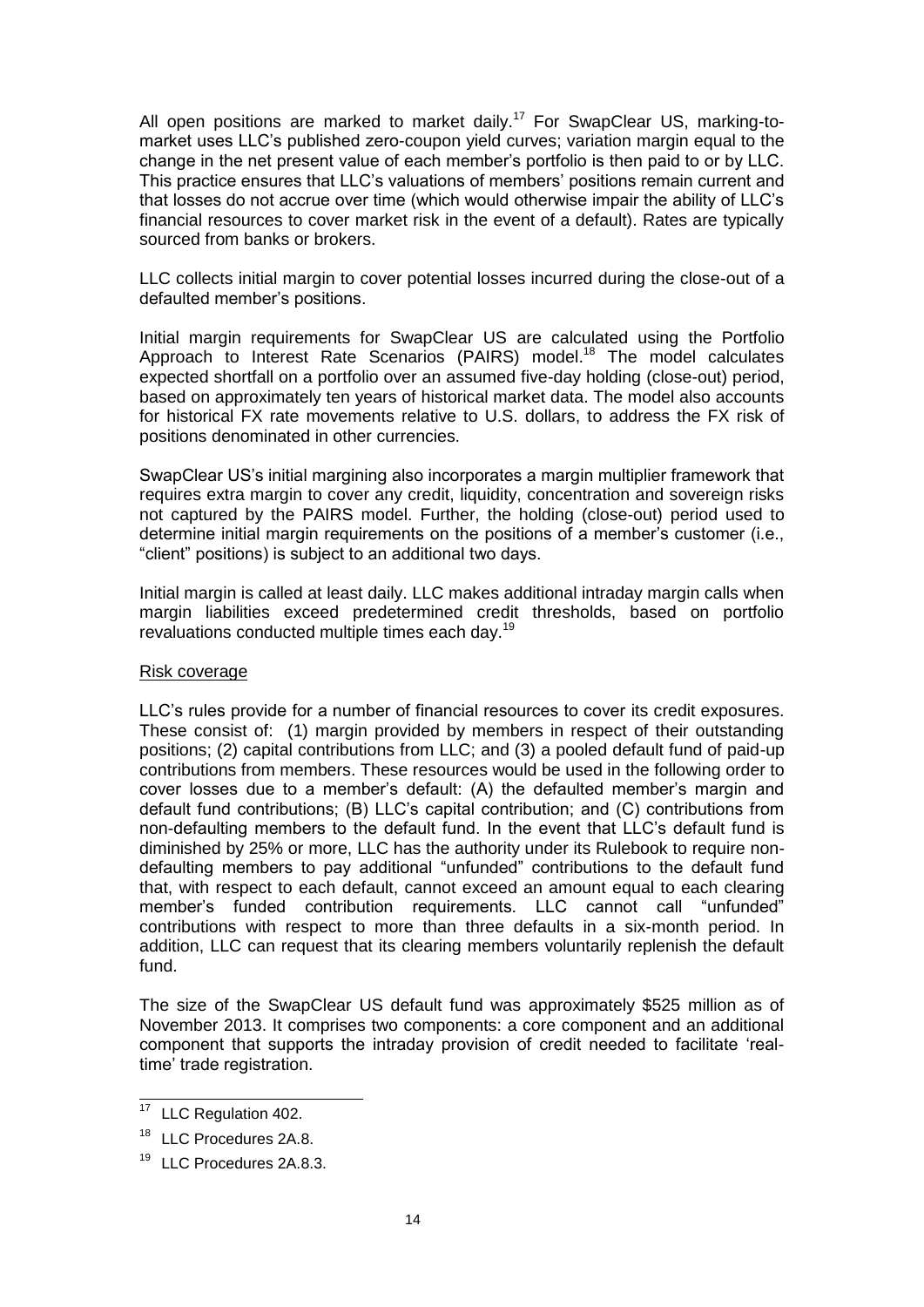All open positions are marked to market daily.[17] For SwapClear US, marking-to-market uses LLC's published zero-coupon yield curves; variation margin equal to the change in the net present value of each member's portfolio is then paid to or by LLC. This practice ensures that LLC's valuations of members' positions remain current and that losses do not accrue over time (which would otherwise impair the ability of LLC's financial resources to cover market risk in the event of a default). Rates are typically sourced from banks or brokers.

LLC collects initial margin to cover potential losses incurred during the close-out of a defaulted member's positions.

Initial margin requirements for SwapClear US are calculated using the Portfolio Approach to Interest Rate Scenarios (PAIRS) model.[18] The model calculates expected shortfall on a portfolio over an assumed five-day holding (close-out) period, based on approximately ten years of historical market data. The model also accounts for historical FX rate movements relative to U.S. dollars, to address the FX risk of positions denominated in other currencies.

SwapClear US's initial margining also incorporates a margin multiplier framework that requires extra margin to cover any credit, liquidity, concentration and sovereign risks not captured by the PAIRS model. Further, the holding (close-out) period used to determine initial margin requirements on the positions of a member's customer (i.e., "client" positions) is subject to an additional two days.

Initial margin is called at least daily. LLC makes additional intraday margin calls when margin liabilities exceed predetermined credit thresholds, based on portfolio revaluations conducted multiple times each day.[19]

Risk coverage

LLC's rules provide for a number of financial resources to cover its credit exposures. These consist of: (1) margin provided by members in respect of their outstanding positions; (2) capital contributions from LLC; and (3) a pooled default fund of paid-up contributions from members. These resources would be used in the following order to cover losses due to a member's default: (A) the defaulted member's margin and default fund contributions; (B) LLC's capital contribution; and (C) contributions from non-defaulting members to the default fund. In the event that LLC's default fund is diminished by 25% or more, LLC has the authority under its Rulebook to require non-defaulting members to pay additional "unfunded" contributions to the default fund that, with respect to each default, cannot exceed an amount equal to each clearing member's funded contribution requirements. LLC cannot call "unfunded" contributions with respect to more than three defaults in a six-month period. In addition, LLC can request that its clearing members voluntarily replenish the default fund.

The size of the SwapClear US default fund was approximately $525 million as of November 2013. It comprises two components: a core component and an additional component that supports the intraday provision of credit needed to facilitate 'real-time' trade registration.

[17] LLC Regulation 402.

[18] LLC Procedures 2A.8.

[19] LLC Procedures 2A.8.3.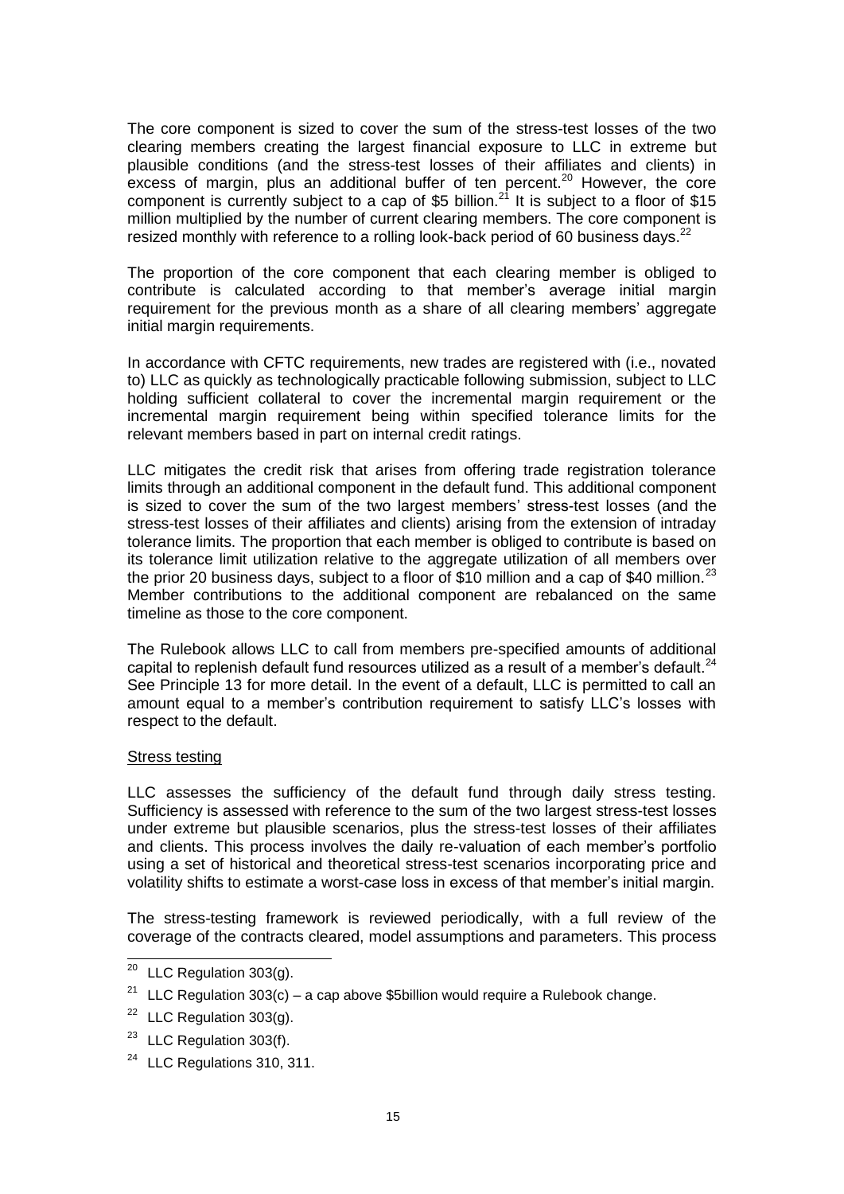The core component is sized to cover the sum of the stress-test losses of the two clearing members creating the largest financial exposure to LLC in extreme but plausible conditions (and the stress-test losses of their affiliates and clients) in excess of margin, plus an additional buffer of ten percent.[20] However, the core component is currently subject to a cap of $5 billion.[21] It is subject to a floor of $15 million multiplied by the number of current clearing members. The core component is resized monthly with reference to a rolling look-back period of 60 business days.[22]

The proportion of the core component that each clearing member is obliged to contribute is calculated according to that member's average initial margin requirement for the previous month as a share of all clearing members' aggregate initial margin requirements.

In accordance with CFTC requirements, new trades are registered with (i.e., novated to) LLC as quickly as technologically practicable following submission, subject to LLC holding sufficient collateral to cover the incremental margin requirement or the incremental margin requirement being within specified tolerance limits for the relevant members based in part on internal credit ratings.

LLC mitigates the credit risk that arises from offering trade registration tolerance limits through an additional component in the default fund. This additional component is sized to cover the sum of the two largest members' stress-test losses (and the stress-test losses of their affiliates and clients) arising from the extension of intraday tolerance limits. The proportion that each member is obliged to contribute is based on its tolerance limit utilization relative to the aggregate utilization of all members over the prior 20 business days, subject to a floor of $10 million and a cap of $40 million.[23] Member contributions to the additional component are rebalanced on the same timeline as those to the core component.

The Rulebook allows LLC to call from members pre-specified amounts of additional capital to replenish default fund resources utilized as a result of a member's default.[24] See Principle 13 for more detail. In the event of a default, LLC is permitted to call an amount equal to a member's contribution requirement to satisfy LLC's losses with respect to the default.

Stress testing

LLC assesses the sufficiency of the default fund through daily stress testing. Sufficiency is assessed with reference to the sum of the two largest stress-test losses under extreme but plausible scenarios, plus the stress-test losses of their affiliates and clients. This process involves the daily re-valuation of each member's portfolio using a set of historical and theoretical stress-test scenarios incorporating price and volatility shifts to estimate a worst-case loss in excess of that member's initial margin.

The stress-testing framework is reviewed periodically, with a full review of the coverage of the contracts cleared, model assumptions and parameters. This process

---

[20] LLC Regulation 303(g).

[21] LLC Regulation 303(c) – a cap above $5billion would require a Rulebook change.

[22] LLC Regulation 303(g).

[23] LLC Regulation 303(f).

[24] LLC Regulations 310, 311.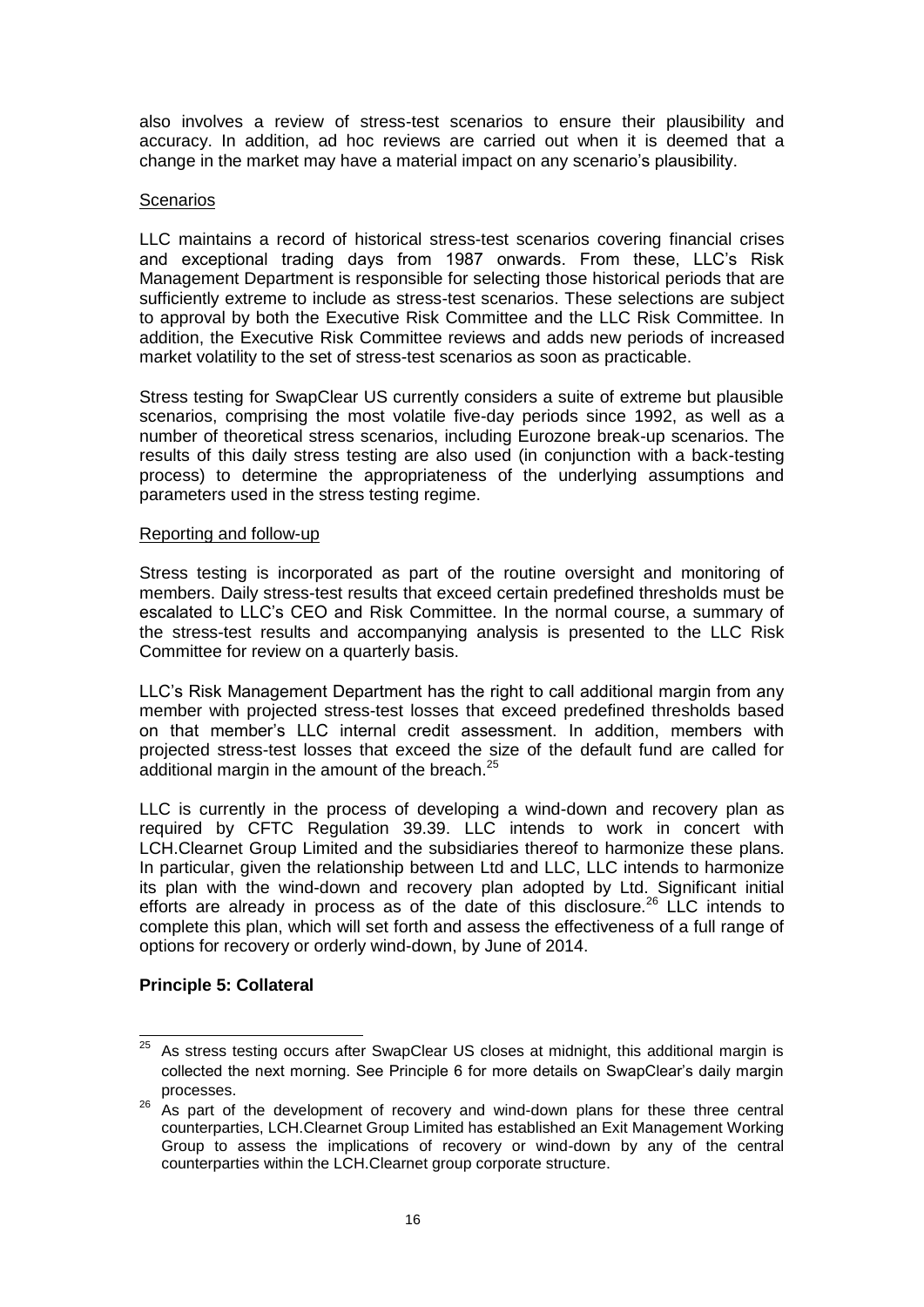also involves a review of stress-test scenarios to ensure their plausibility and accuracy. In addition, ad hoc reviews are carried out when it is deemed that a change in the market may have a material impact on any scenario's plausibility.

Scenarios

LLC maintains a record of historical stress-test scenarios covering financial crises and exceptional trading days from 1987 onwards. From these, LLC's Risk Management Department is responsible for selecting those historical periods that are sufficiently extreme to include as stress-test scenarios. These selections are subject to approval by both the Executive Risk Committee and the LLC Risk Committee. In addition, the Executive Risk Committee reviews and adds new periods of increased market volatility to the set of stress-test scenarios as soon as practicable.

Stress testing for SwapClear US currently considers a suite of extreme but plausible scenarios, comprising the most volatile five-day periods since 1992, as well as a number of theoretical stress scenarios, including Eurozone break-up scenarios. The results of this daily stress testing are also used (in conjunction with a back-testing process) to determine the appropriateness of the underlying assumptions and parameters used in the stress testing regime.

Reporting and follow-up

Stress testing is incorporated as part of the routine oversight and monitoring of members. Daily stress-test results that exceed certain predefined thresholds must be escalated to LLC's CEO and Risk Committee. In the normal course, a summary of the stress-test results and accompanying analysis is presented to the LLC Risk Committee for review on a quarterly basis.

LLC's Risk Management Department has the right to call additional margin from any member with projected stress-test losses that exceed predefined thresholds based on that member's LLC internal credit assessment. In addition, members with projected stress-test losses that exceed the size of the default fund are called for additional margin in the amount of the breach.[25]

LLC is currently in the process of developing a wind-down and recovery plan as required by CFTC Regulation 39.39. LLC intends to work in concert with LCH.Clearnet Group Limited and the subsidiaries thereof to harmonize these plans. In particular, given the relationship between Ltd and LLC, LLC intends to harmonize its plan with the wind-down and recovery plan adopted by Ltd. Significant initial efforts are already in process as of the date of this disclosure.[26] LLC intends to complete this plan, which will set forth and assess the effectiveness of a full range of options for recovery or orderly wind-down, by June of 2014.

**Principle 5: Collateral**

[25] As stress testing occurs after SwapClear US closes at midnight, this additional margin is collected the next morning. See Principle 6 for more details on SwapClear's daily margin processes.

[26] As part of the development of recovery and wind-down plans for these three central counterparties, LCH.Clearnet Group Limited has established an Exit Management Working Group to assess the implications of recovery or wind-down by any of the central counterparties within the LCH.Clearnet group corporate structure.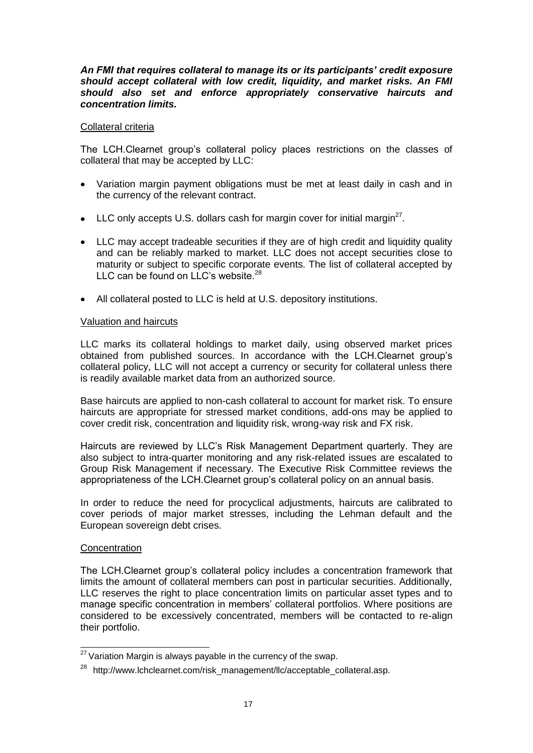***An FMI that requires collateral to manage its or its participants' credit exposure should accept collateral with low credit, liquidity, and market risks. An FMI should also set and enforce appropriately conservative haircuts and concentration limits.***

Collateral criteria

The LCH.Clearnet group's collateral policy places restrictions on the classes of collateral that may be accepted by LLC:

- Variation margin payment obligations must be met at least daily in cash and in the currency of the relevant contract.
- LLC only accepts U.S. dollars cash for margin cover for initial margin[27].
- LLC may accept tradeable securities if they are of high credit and liquidity quality and can be reliably marked to market. LLC does not accept securities close to maturity or subject to specific corporate events. The list of collateral accepted by LLC can be found on LLC's website.[28]
- All collateral posted to LLC is held at U.S. depository institutions.

Valuation and haircuts

LLC marks its collateral holdings to market daily, using observed market prices obtained from published sources. In accordance with the LCH.Clearnet group's collateral policy, LLC will not accept a currency or security for collateral unless there is readily available market data from an authorized source.

Base haircuts are applied to non-cash collateral to account for market risk. To ensure haircuts are appropriate for stressed market conditions, add-ons may be applied to cover credit risk, concentration and liquidity risk, wrong-way risk and FX risk.

Haircuts are reviewed by LLC's Risk Management Department quarterly. They are also subject to intra-quarter monitoring and any risk-related issues are escalated to Group Risk Management if necessary. The Executive Risk Committee reviews the appropriateness of the LCH.Clearnet group's collateral policy on an annual basis.

In order to reduce the need for procyclical adjustments, haircuts are calibrated to cover periods of major market stresses, including the Lehman default and the European sovereign debt crises.

Concentration

The LCH.Clearnet group's collateral policy includes a concentration framework that limits the amount of collateral members can post in particular securities. Additionally, LLC reserves the right to place concentration limits on particular asset types and to manage specific concentration in members' collateral portfolios. Where positions are considered to be excessively concentrated, members will be contacted to re-align their portfolio.

---

[27] Variation Margin is always payable in the currency of the swap.

[28] http://www.lchclearnet.com/risk_management/llc/acceptable_collateral.asp.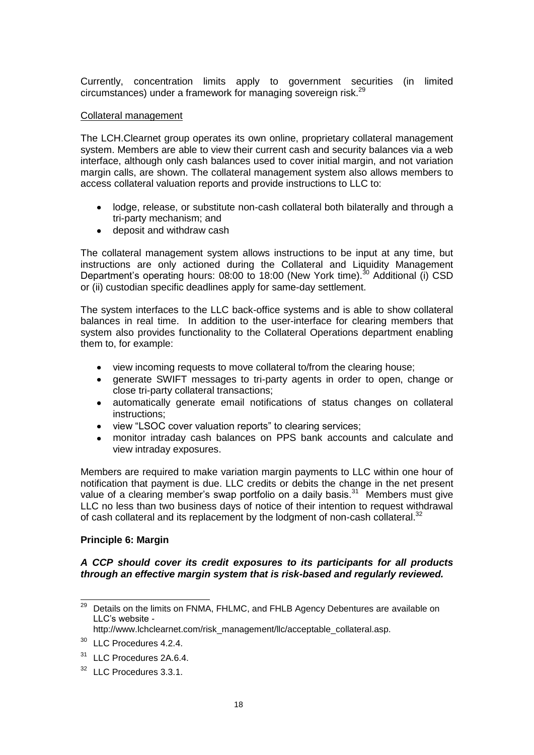Currently, concentration limits apply to government securities (in limited circumstances) under a framework for managing sovereign risk.[29]

Collateral management

The LCH.Clearnet group operates its own online, proprietary collateral management system. Members are able to view their current cash and security balances via a web interface, although only cash balances used to cover initial margin, and not variation margin calls, are shown. The collateral management system also allows members to access collateral valuation reports and provide instructions to LLC to:

- lodge, release, or substitute non-cash collateral both bilaterally and through a tri-party mechanism; and
- deposit and withdraw cash

The collateral management system allows instructions to be input at any time, but instructions are only actioned during the Collateral and Liquidity Management Department's operating hours: 08:00 to 18:00 (New York time).[30] Additional (i) CSD or (ii) custodian specific deadlines apply for same-day settlement.

The system interfaces to the LLC back-office systems and is able to show collateral balances in real time. In addition to the user-interface for clearing members that system also provides functionality to the Collateral Operations department enabling them to, for example:

- view incoming requests to move collateral to/from the clearing house;
- generate SWIFT messages to tri-party agents in order to open, change or close tri-party collateral transactions;
- automatically generate email notifications of status changes on collateral instructions;
- view "LSOC cover valuation reports" to clearing services;
- monitor intraday cash balances on PPS bank accounts and calculate and view intraday exposures.

Members are required to make variation margin payments to LLC within one hour of notification that payment is due. LLC credits or debits the change in the net present value of a clearing member's swap portfolio on a daily basis.[31] Members must give LLC no less than two business days of notice of their intention to request withdrawal of cash collateral and its replacement by the lodgment of non-cash collateral.[32]

**Principle 6: Margin**

***A CCP should cover its credit exposures to its participants for all products through an effective margin system that is risk-based and regularly reviewed.***

---

[29] Details on the limits on FNMA, FHLMC, and FHLB Agency Debentures are available on LLC's website - http://www.lchclearnet.com/risk_management/llc/acceptable_collateral.asp.

[30] LLC Procedures 4.2.4.

[31] LLC Procedures 2A.6.4.

[32] LLC Procedures 3.3.1.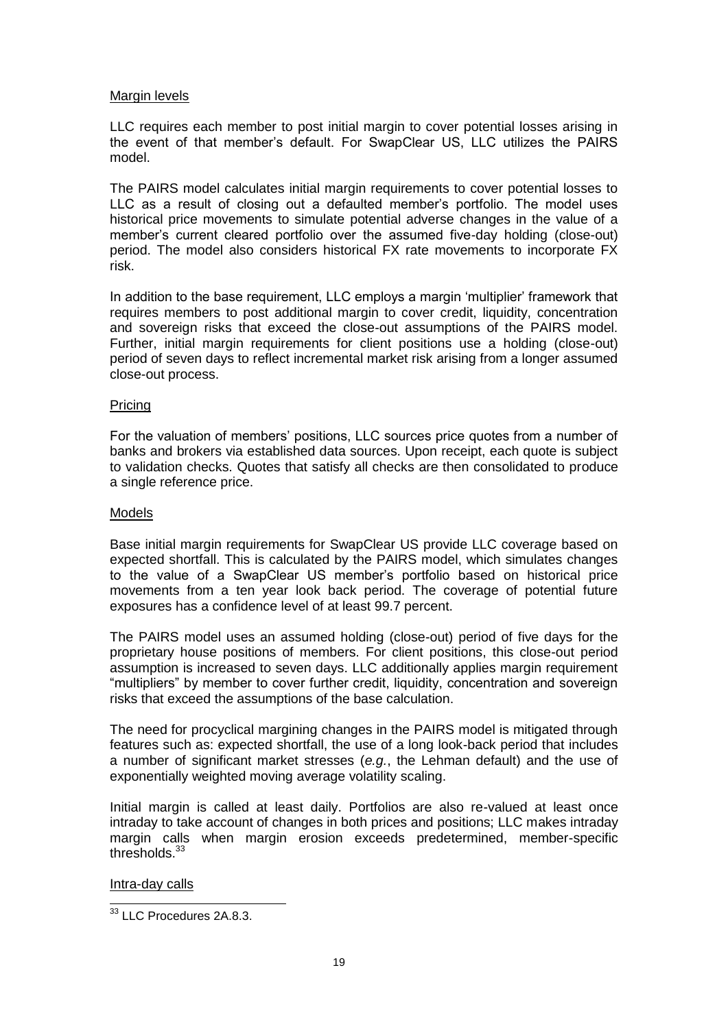Margin levels

LLC requires each member to post initial margin to cover potential losses arising in the event of that member's default. For SwapClear US, LLC utilizes the PAIRS model.

The PAIRS model calculates initial margin requirements to cover potential losses to LLC as a result of closing out a defaulted member's portfolio. The model uses historical price movements to simulate potential adverse changes in the value of a member's current cleared portfolio over the assumed five-day holding (close-out) period. The model also considers historical FX rate movements to incorporate FX risk.

In addition to the base requirement, LLC employs a margin 'multiplier' framework that requires members to post additional margin to cover credit, liquidity, concentration and sovereign risks that exceed the close-out assumptions of the PAIRS model. Further, initial margin requirements for client positions use a holding (close-out) period of seven days to reflect incremental market risk arising from a longer assumed close-out process.

Pricing

For the valuation of members' positions, LLC sources price quotes from a number of banks and brokers via established data sources. Upon receipt, each quote is subject to validation checks. Quotes that satisfy all checks are then consolidated to produce a single reference price.

Models

Base initial margin requirements for SwapClear US provide LLC coverage based on expected shortfall. This is calculated by the PAIRS model, which simulates changes to the value of a SwapClear US member's portfolio based on historical price movements from a ten year look back period. The coverage of potential future exposures has a confidence level of at least 99.7 percent.

The PAIRS model uses an assumed holding (close-out) period of five days for the proprietary house positions of members. For client positions, this close-out period assumption is increased to seven days. LLC additionally applies margin requirement "multipliers" by member to cover further credit, liquidity, concentration and sovereign risks that exceed the assumptions of the base calculation.

The need for procyclical margining changes in the PAIRS model is mitigated through features such as: expected shortfall, the use of a long look-back period that includes a number of significant market stresses (*e.g.*, the Lehman default) and the use of exponentially weighted moving average volatility scaling.

Initial margin is called at least daily. Portfolios are also re-valued at least once intraday to take account of changes in both prices and positions; LLC makes intraday margin calls when margin erosion exceeds predetermined, member-specific thresholds.[33]

Intra-day calls

[33] LLC Procedures 2A.8.3.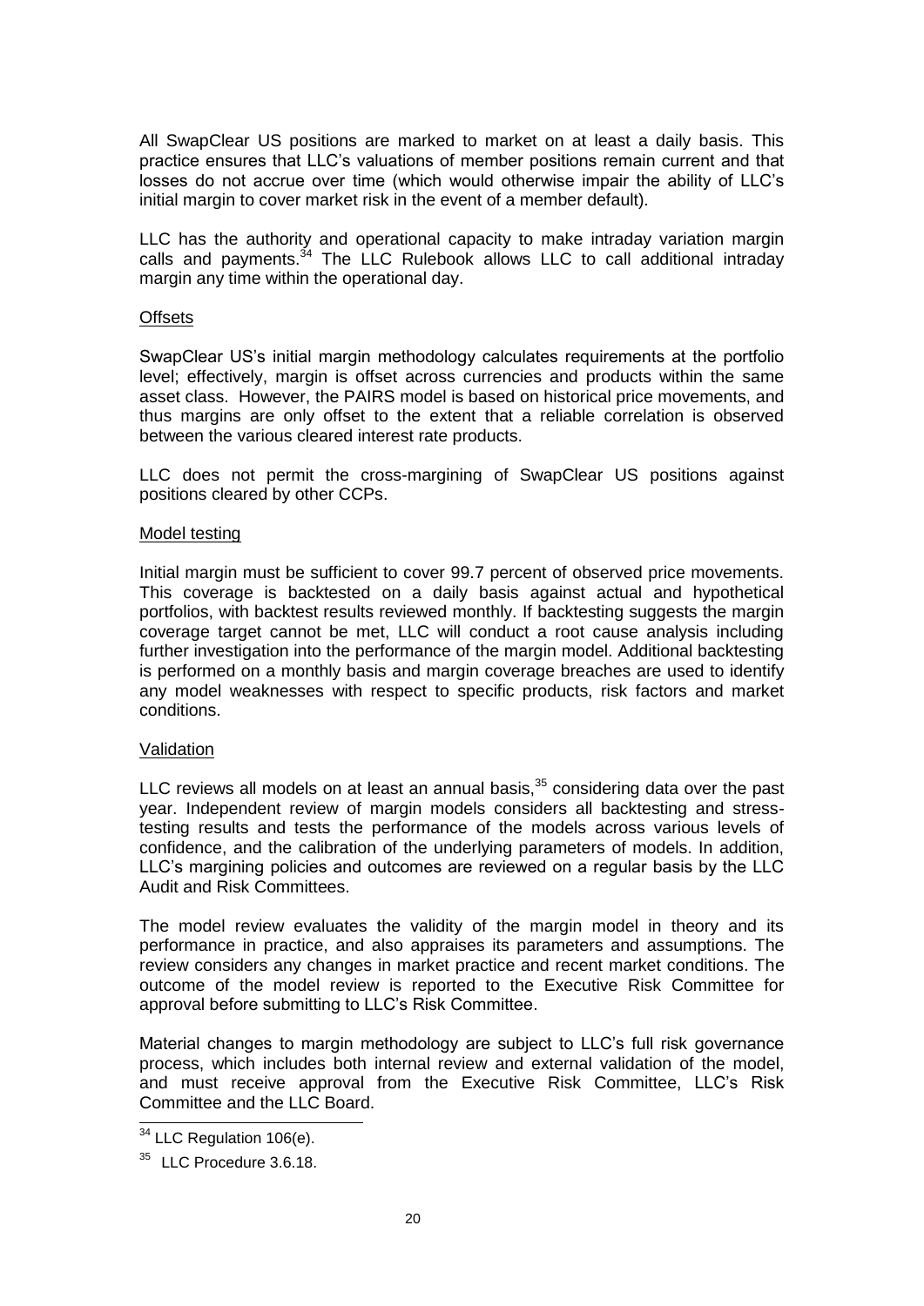All SwapClear US positions are marked to market on at least a daily basis. This practice ensures that LLC's valuations of member positions remain current and that losses do not accrue over time (which would otherwise impair the ability of LLC's initial margin to cover market risk in the event of a member default).

LLC has the authority and operational capacity to make intraday variation margin calls and payments.[34] The LLC Rulebook allows LLC to call additional intraday margin any time within the operational day.

Offsets

SwapClear US's initial margin methodology calculates requirements at the portfolio level; effectively, margin is offset across currencies and products within the same asset class. However, the PAIRS model is based on historical price movements, and thus margins are only offset to the extent that a reliable correlation is observed between the various cleared interest rate products.

LLC does not permit the cross-margining of SwapClear US positions against positions cleared by other CCPs.

Model testing

Initial margin must be sufficient to cover 99.7 percent of observed price movements. This coverage is backtested on a daily basis against actual and hypothetical portfolios, with backtest results reviewed monthly. If backtesting suggests the margin coverage target cannot be met, LLC will conduct a root cause analysis including further investigation into the performance of the margin model. Additional backtesting is performed on a monthly basis and margin coverage breaches are used to identify any model weaknesses with respect to specific products, risk factors and market conditions.

Validation

LLC reviews all models on at least an annual basis,[35] considering data over the past year. Independent review of margin models considers all backtesting and stress-testing results and tests the performance of the models across various levels of confidence, and the calibration of the underlying parameters of models. In addition, LLC's margining policies and outcomes are reviewed on a regular basis by the LLC Audit and Risk Committees.

The model review evaluates the validity of the margin model in theory and its performance in practice, and also appraises its parameters and assumptions. The review considers any changes in market practice and recent market conditions. The outcome of the model review is reported to the Executive Risk Committee for approval before submitting to LLC's Risk Committee.

Material changes to margin methodology are subject to LLC's full risk governance process, which includes both internal review and external validation of the model, and must receive approval from the Executive Risk Committee, LLC's Risk Committee and the LLC Board.

[34] LLC Regulation 106(e).

[35] LLC Procedure 3.6.18.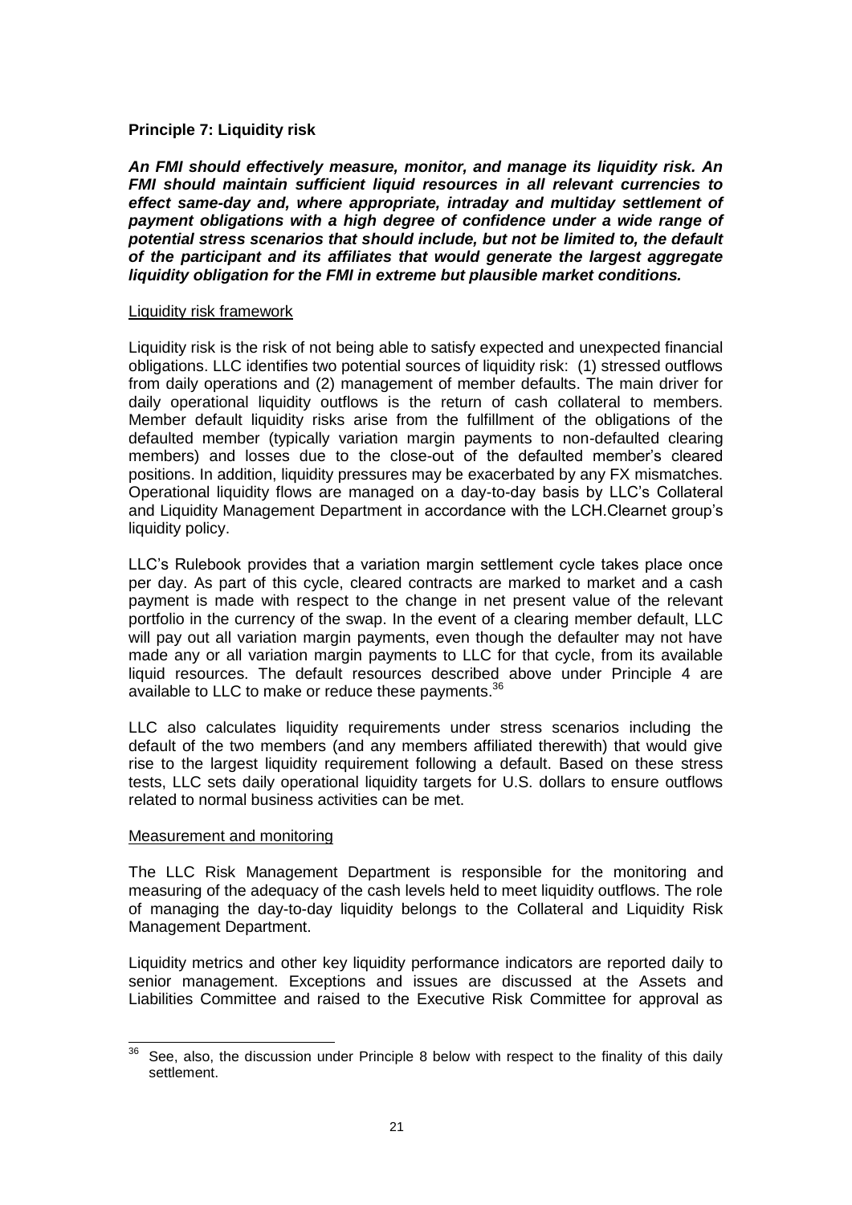**Principle 7: Liquidity risk**

***An FMI should effectively measure, monitor, and manage its liquidity risk. An FMI should maintain sufficient liquid resources in all relevant currencies to effect same-day and, where appropriate, intraday and multiday settlement of payment obligations with a high degree of confidence under a wide range of potential stress scenarios that should include, but not be limited to, the default of the participant and its affiliates that would generate the largest aggregate liquidity obligation for the FMI in extreme but plausible market conditions.***

Liquidity risk framework

Liquidity risk is the risk of not being able to satisfy expected and unexpected financial obligations. LLC identifies two potential sources of liquidity risk: (1) stressed outflows from daily operations and (2) management of member defaults. The main driver for daily operational liquidity outflows is the return of cash collateral to members. Member default liquidity risks arise from the fulfillment of the obligations of the defaulted member (typically variation margin payments to non-defaulted clearing members) and losses due to the close-out of the defaulted member's cleared positions. In addition, liquidity pressures may be exacerbated by any FX mismatches. Operational liquidity flows are managed on a day-to-day basis by LLC's Collateral and Liquidity Management Department in accordance with the LCH.Clearnet group's liquidity policy.

LLC's Rulebook provides that a variation margin settlement cycle takes place once per day. As part of this cycle, cleared contracts are marked to market and a cash payment is made with respect to the change in net present value of the relevant portfolio in the currency of the swap. In the event of a clearing member default, LLC will pay out all variation margin payments, even though the defaulter may not have made any or all variation margin payments to LLC for that cycle, from its available liquid resources. The default resources described above under Principle 4 are available to LLC to make or reduce these payments.[36]

LLC also calculates liquidity requirements under stress scenarios including the default of the two members (and any members affiliated therewith) that would give rise to the largest liquidity requirement following a default. Based on these stress tests, LLC sets daily operational liquidity targets for U.S. dollars to ensure outflows related to normal business activities can be met.

Measurement and monitoring

The LLC Risk Management Department is responsible for the monitoring and measuring of the adequacy of the cash levels held to meet liquidity outflows. The role of managing the day-to-day liquidity belongs to the Collateral and Liquidity Risk Management Department.

Liquidity metrics and other key liquidity performance indicators are reported daily to senior management. Exceptions and issues are discussed at the Assets and Liabilities Committee and raised to the Executive Risk Committee for approval as

---

[36] See, also, the discussion under Principle 8 below with respect to the finality of this daily settlement.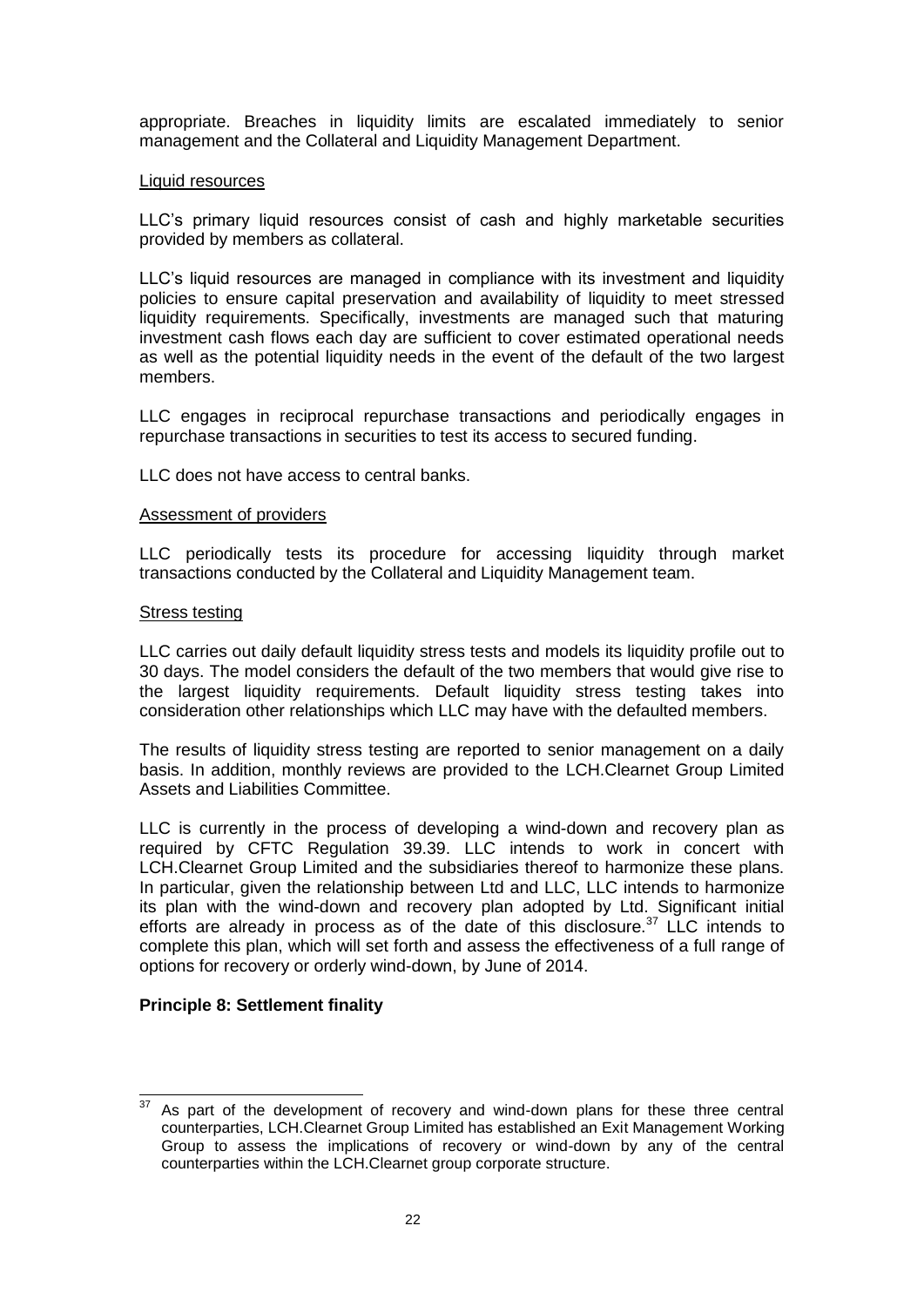appropriate. Breaches in liquidity limits are escalated immediately to senior management and the Collateral and Liquidity Management Department.

Liquid resources

LLC's primary liquid resources consist of cash and highly marketable securities provided by members as collateral.

LLC's liquid resources are managed in compliance with its investment and liquidity policies to ensure capital preservation and availability of liquidity to meet stressed liquidity requirements. Specifically, investments are managed such that maturing investment cash flows each day are sufficient to cover estimated operational needs as well as the potential liquidity needs in the event of the default of the two largest members.

LLC engages in reciprocal repurchase transactions and periodically engages in repurchase transactions in securities to test its access to secured funding.

LLC does not have access to central banks.

Assessment of providers

LLC periodically tests its procedure for accessing liquidity through market transactions conducted by the Collateral and Liquidity Management team.

Stress testing

LLC carries out daily default liquidity stress tests and models its liquidity profile out to 30 days. The model considers the default of the two members that would give rise to the largest liquidity requirements. Default liquidity stress testing takes into consideration other relationships which LLC may have with the defaulted members.

The results of liquidity stress testing are reported to senior management on a daily basis. In addition, monthly reviews are provided to the LCH.Clearnet Group Limited Assets and Liabilities Committee.

LLC is currently in the process of developing a wind-down and recovery plan as required by CFTC Regulation 39.39. LLC intends to work in concert with LCH.Clearnet Group Limited and the subsidiaries thereof to harmonize these plans. In particular, given the relationship between Ltd and LLC, LLC intends to harmonize its plan with the wind-down and recovery plan adopted by Ltd. Significant initial efforts are already in process as of the date of this disclosure.[37] LLC intends to complete this plan, which will set forth and assess the effectiveness of a full range of options for recovery or orderly wind-down, by June of 2014.

**Principle 8: Settlement finality**

[37] As part of the development of recovery and wind-down plans for these three central counterparties, LCH.Clearnet Group Limited has established an Exit Management Working Group to assess the implications of recovery or wind-down by any of the central counterparties within the LCH.Clearnet group corporate structure.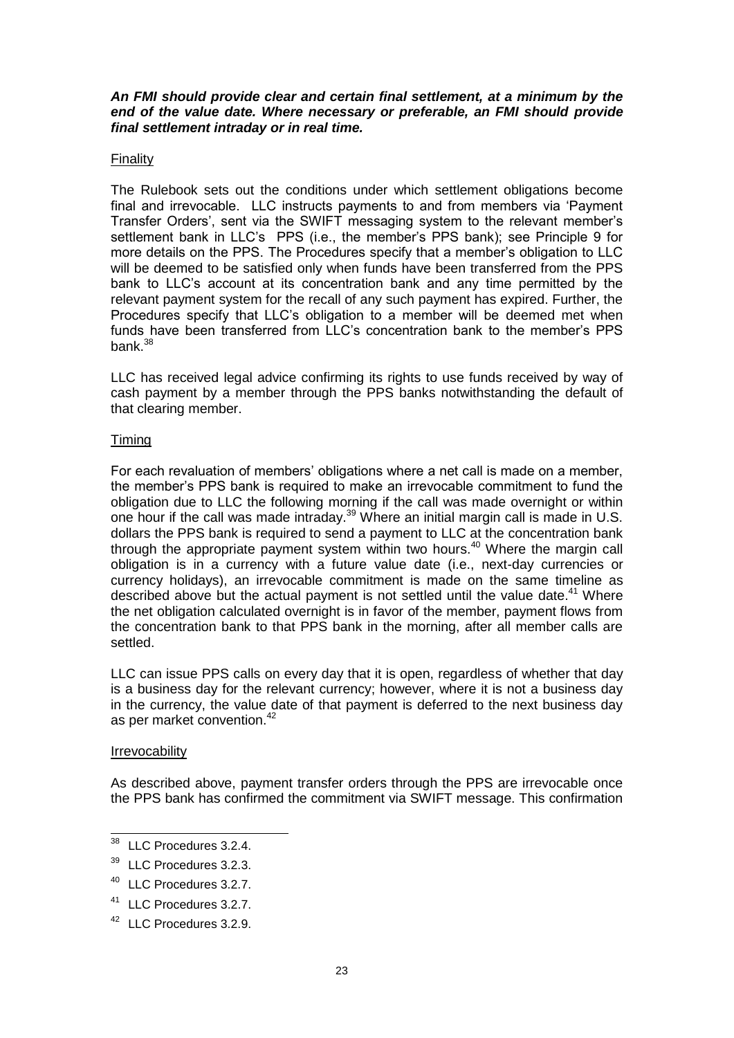***An FMI should provide clear and certain final settlement, at a minimum by the end of the value date. Where necessary or preferable, an FMI should provide final settlement intraday or in real time.***

Finality

The Rulebook sets out the conditions under which settlement obligations become final and irrevocable. LLC instructs payments to and from members via 'Payment Transfer Orders', sent via the SWIFT messaging system to the relevant member's settlement bank in LLC's PPS (i.e., the member's PPS bank); see Principle 9 for more details on the PPS. The Procedures specify that a member's obligation to LLC will be deemed to be satisfied only when funds have been transferred from the PPS bank to LLC's account at its concentration bank and any time permitted by the relevant payment system for the recall of any such payment has expired. Further, the Procedures specify that LLC's obligation to a member will be deemed met when funds have been transferred from LLC's concentration bank to the member's PPS bank.[38]

LLC has received legal advice confirming its rights to use funds received by way of cash payment by a member through the PPS banks notwithstanding the default of that clearing member.

Timing

For each revaluation of members' obligations where a net call is made on a member, the member's PPS bank is required to make an irrevocable commitment to fund the obligation due to LLC the following morning if the call was made overnight or within one hour if the call was made intraday.[39] Where an initial margin call is made in U.S. dollars the PPS bank is required to send a payment to LLC at the concentration bank through the appropriate payment system within two hours.[40] Where the margin call obligation is in a currency with a future value date (i.e., next-day currencies or currency holidays), an irrevocable commitment is made on the same timeline as described above but the actual payment is not settled until the value date.[41] Where the net obligation calculated overnight is in favor of the member, payment flows from the concentration bank to that PPS bank in the morning, after all member calls are settled.

LLC can issue PPS calls on every day that it is open, regardless of whether that day is a business day for the relevant currency; however, where it is not a business day in the currency, the value date of that payment is deferred to the next business day as per market convention.[42]

Irrevocability

As described above, payment transfer orders through the PPS are irrevocable once the PPS bank has confirmed the commitment via SWIFT message. This confirmation

---

[38] LLC Procedures 3.2.4.

[39] LLC Procedures 3.2.3.

[40] LLC Procedures 3.2.7.

[41] LLC Procedures 3.2.7.

[42] LLC Procedures 3.2.9.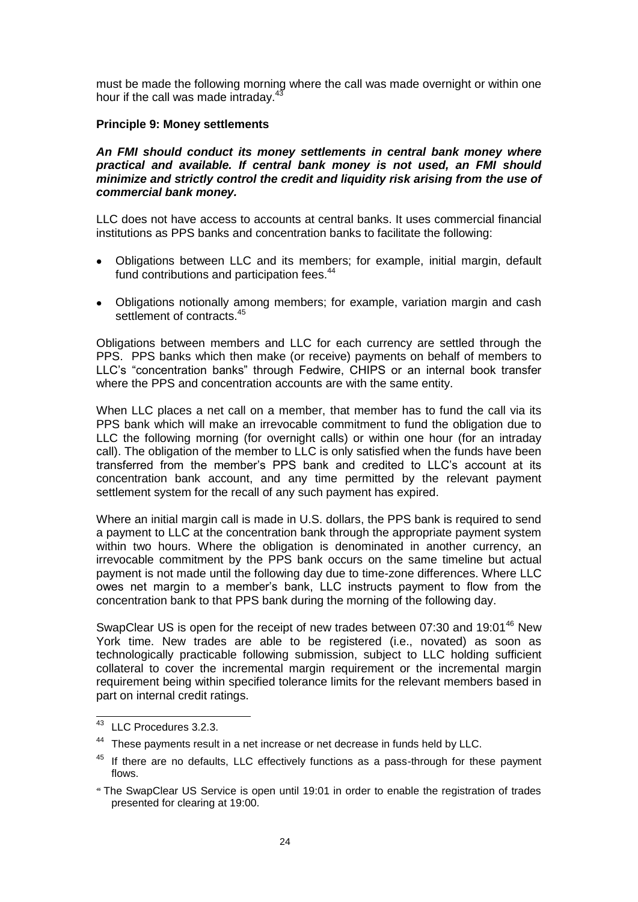must be made the following morning where the call was made overnight or within one hour if the call was made intraday.[43]

**Principle 9: Money settlements**

***An FMI should conduct its money settlements in central bank money where practical and available. If central bank money is not used, an FMI should minimize and strictly control the credit and liquidity risk arising from the use of commercial bank money.***

LLC does not have access to accounts at central banks. It uses commercial financial institutions as PPS banks and concentration banks to facilitate the following:

- Obligations between LLC and its members; for example, initial margin, default fund contributions and participation fees.[44]
- Obligations notionally among members; for example, variation margin and cash settlement of contracts.[45]

Obligations between members and LLC for each currency are settled through the PPS. PPS banks which then make (or receive) payments on behalf of members to LLC's "concentration banks" through Fedwire, CHIPS or an internal book transfer where the PPS and concentration accounts are with the same entity.

When LLC places a net call on a member, that member has to fund the call via its PPS bank which will make an irrevocable commitment to fund the obligation due to LLC the following morning (for overnight calls) or within one hour (for an intraday call). The obligation of the member to LLC is only satisfied when the funds have been transferred from the member's PPS bank and credited to LLC's account at its concentration bank account, and any time permitted by the relevant payment settlement system for the recall of any such payment has expired.

Where an initial margin call is made in U.S. dollars, the PPS bank is required to send a payment to LLC at the concentration bank through the appropriate payment system within two hours. Where the obligation is denominated in another currency, an irrevocable commitment by the PPS bank occurs on the same timeline but actual payment is not made until the following day due to time-zone differences. Where LLC owes net margin to a member's bank, LLC instructs payment to flow from the concentration bank to that PPS bank during the morning of the following day.

SwapClear US is open for the receipt of new trades between 07:30 and 19:01[46] New York time. New trades are able to be registered (i.e., novated) as soon as technologically practicable following submission, subject to LLC holding sufficient collateral to cover the incremental margin requirement or the incremental margin requirement being within specified tolerance limits for the relevant members based in part on internal credit ratings.

---

[43] LLC Procedures 3.2.3.

[44] These payments result in a net increase or net decrease in funds held by LLC.

[45] If there are no defaults, LLC effectively functions as a pass-through for these payment flows.

[46] The SwapClear US Service is open until 19:01 in order to enable the registration of trades presented for clearing at 19:00.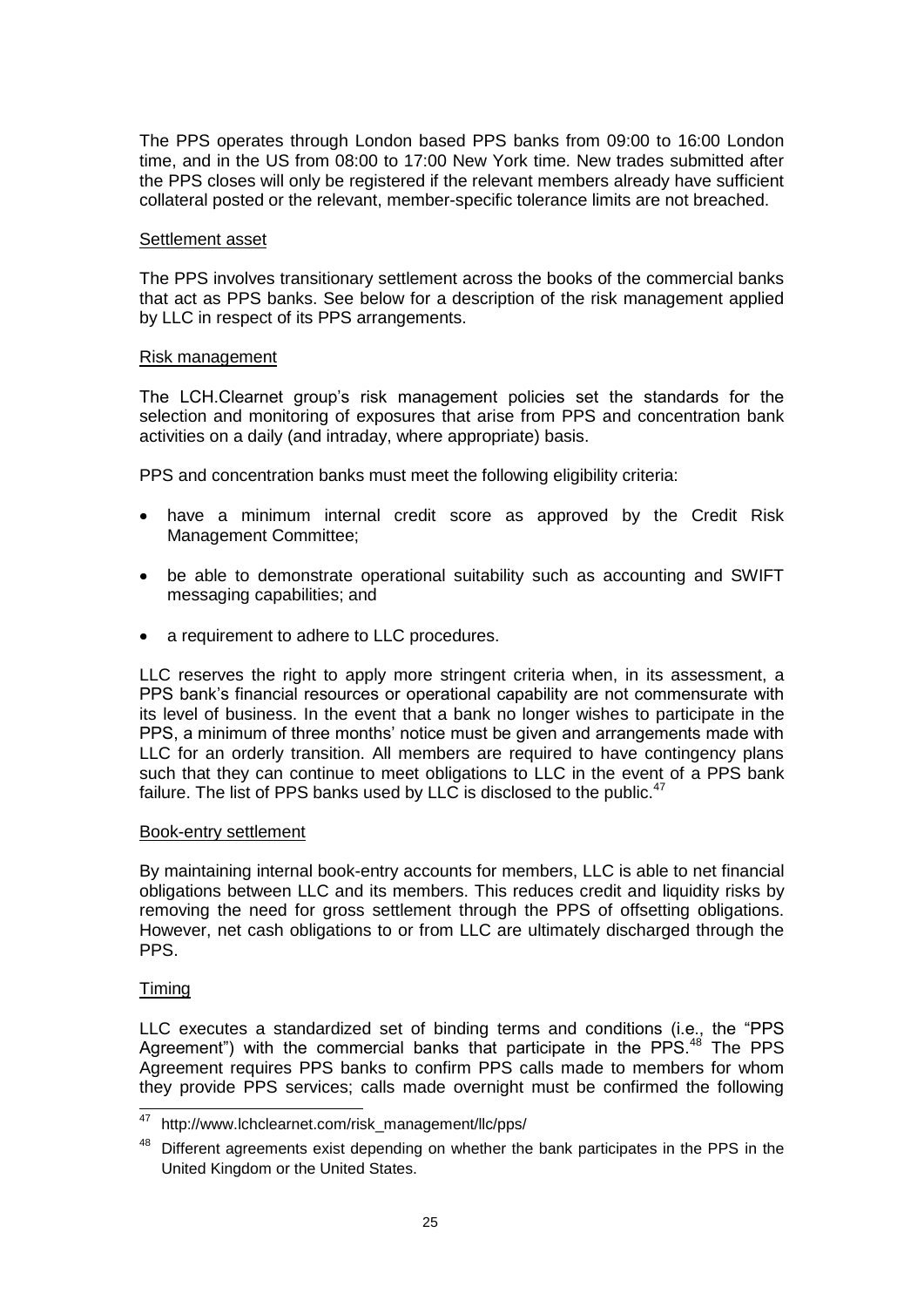The PPS operates through London based PPS banks from 09:00 to 16:00 London time, and in the US from 08:00 to 17:00 New York time. New trades submitted after the PPS closes will only be registered if the relevant members already have sufficient collateral posted or the relevant, member-specific tolerance limits are not breached.

Settlement asset

The PPS involves transitionary settlement across the books of the commercial banks that act as PPS banks. See below for a description of the risk management applied by LLC in respect of its PPS arrangements.

Risk management

The LCH.Clearnet group's risk management policies set the standards for the selection and monitoring of exposures that arise from PPS and concentration bank activities on a daily (and intraday, where appropriate) basis.

PPS and concentration banks must meet the following eligibility criteria:

- have a minimum internal credit score as approved by the Credit Risk Management Committee;
- be able to demonstrate operational suitability such as accounting and SWIFT messaging capabilities; and
- a requirement to adhere to LLC procedures.

LLC reserves the right to apply more stringent criteria when, in its assessment, a PPS bank's financial resources or operational capability are not commensurate with its level of business. In the event that a bank no longer wishes to participate in the PPS, a minimum of three months' notice must be given and arrangements made with LLC for an orderly transition. All members are required to have contingency plans such that they can continue to meet obligations to LLC in the event of a PPS bank failure. The list of PPS banks used by LLC is disclosed to the public.[47]

Book-entry settlement

By maintaining internal book-entry accounts for members, LLC is able to net financial obligations between LLC and its members. This reduces credit and liquidity risks by removing the need for gross settlement through the PPS of offsetting obligations. However, net cash obligations to or from LLC are ultimately discharged through the PPS.

Timing

LLC executes a standardized set of binding terms and conditions (i.e., the "PPS Agreement") with the commercial banks that participate in the PPS.[48] The PPS Agreement requires PPS banks to confirm PPS calls made to members for whom they provide PPS services; calls made overnight must be confirmed the following

[47] http://www.lchclearnet.com/risk_management/llc/pps/

[48] Different agreements exist depending on whether the bank participates in the PPS in the United Kingdom or the United States.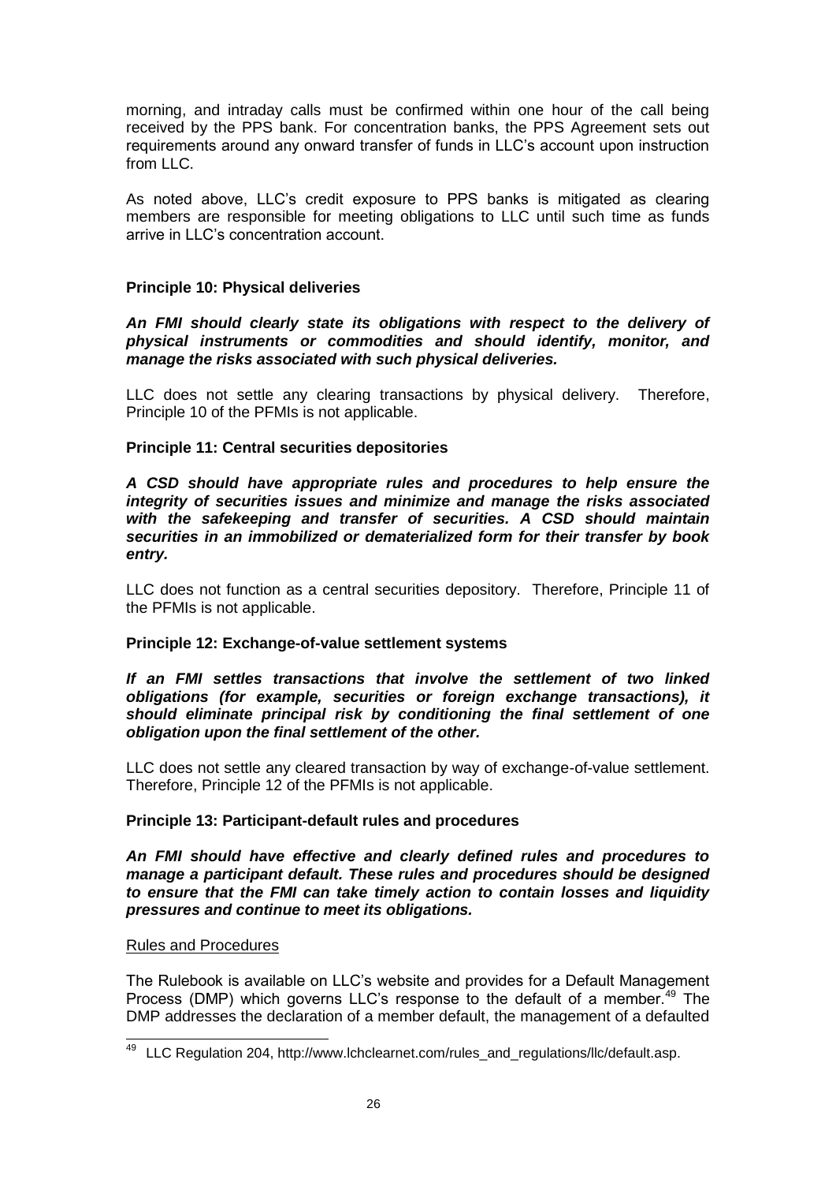morning, and intraday calls must be confirmed within one hour of the call being received by the PPS bank. For concentration banks, the PPS Agreement sets out requirements around any onward transfer of funds in LLC's account upon instruction from LLC.

As noted above, LLC's credit exposure to PPS banks is mitigated as clearing members are responsible for meeting obligations to LLC until such time as funds arrive in LLC's concentration account.

**Principle 10: Physical deliveries**

***An FMI should clearly state its obligations with respect to the delivery of physical instruments or commodities and should identify, monitor, and manage the risks associated with such physical deliveries.***

LLC does not settle any clearing transactions by physical delivery. Therefore, Principle 10 of the PFMIs is not applicable.

**Principle 11: Central securities depositories**

***A CSD should have appropriate rules and procedures to help ensure the integrity of securities issues and minimize and manage the risks associated with the safekeeping and transfer of securities. A CSD should maintain securities in an immobilized or dematerialized form for their transfer by book entry.***

LLC does not function as a central securities depository. Therefore, Principle 11 of the PFMIs is not applicable.

**Principle 12: Exchange-of-value settlement systems**

***If an FMI settles transactions that involve the settlement of two linked obligations (for example, securities or foreign exchange transactions), it should eliminate principal risk by conditioning the final settlement of one obligation upon the final settlement of the other.***

LLC does not settle any cleared transaction by way of exchange-of-value settlement. Therefore, Principle 12 of the PFMIs is not applicable.

**Principle 13: Participant-default rules and procedures**

***An FMI should have effective and clearly defined rules and procedures to manage a participant default. These rules and procedures should be designed to ensure that the FMI can take timely action to contain losses and liquidity pressures and continue to meet its obligations.***

Rules and Procedures

The Rulebook is available on LLC's website and provides for a Default Management Process (DMP) which governs LLC's response to the default of a member.[49] The DMP addresses the declaration of a member default, the management of a defaulted

[49] LLC Regulation 204, http://www.lchclearnet.com/rules_and_regulations/llc/default.asp.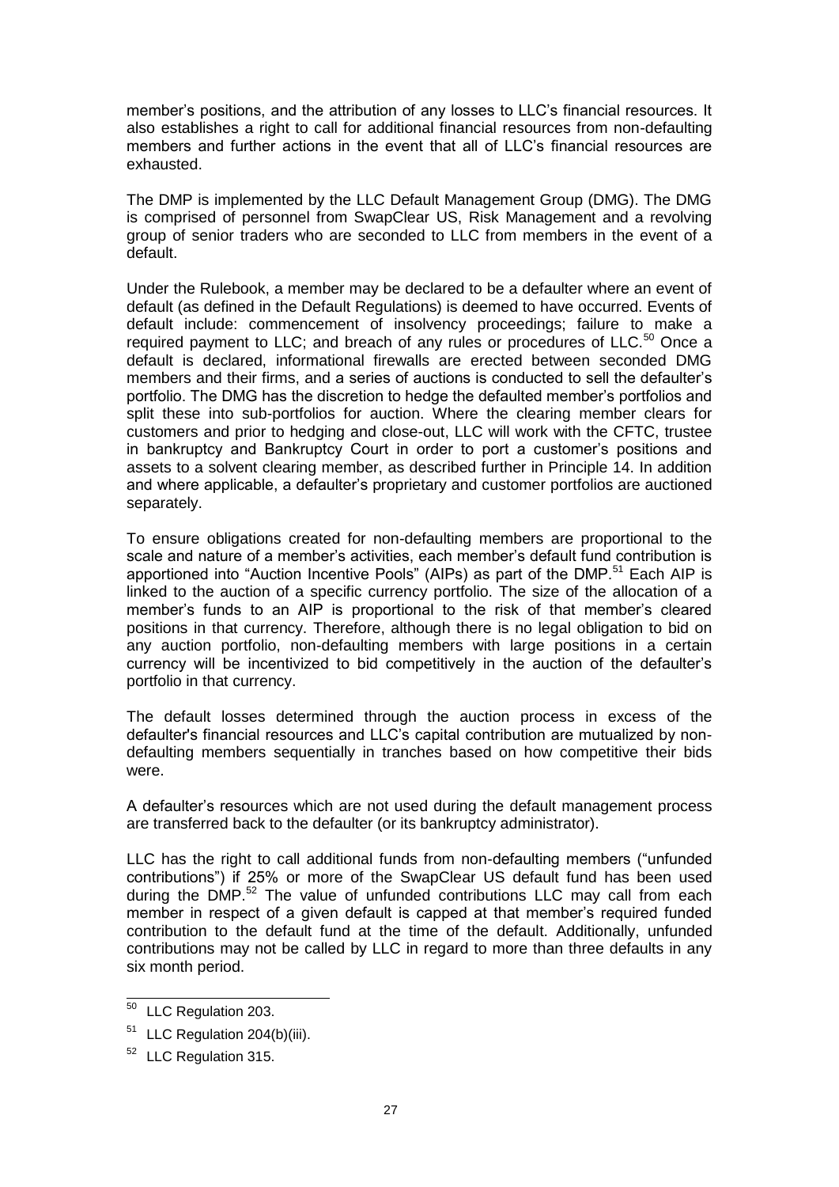member's positions, and the attribution of any losses to LLC's financial resources. It also establishes a right to call for additional financial resources from non-defaulting members and further actions in the event that all of LLC's financial resources are exhausted.

The DMP is implemented by the LLC Default Management Group (DMG). The DMG is comprised of personnel from SwapClear US, Risk Management and a revolving group of senior traders who are seconded to LLC from members in the event of a default.

Under the Rulebook, a member may be declared to be a defaulter where an event of default (as defined in the Default Regulations) is deemed to have occurred. Events of default include: commencement of insolvency proceedings; failure to make a required payment to LLC; and breach of any rules or procedures of LLC.[50] Once a default is declared, informational firewalls are erected between seconded DMG members and their firms, and a series of auctions is conducted to sell the defaulter's portfolio. The DMG has the discretion to hedge the defaulted member's portfolios and split these into sub-portfolios for auction. Where the clearing member clears for customers and prior to hedging and close-out, LLC will work with the CFTC, trustee in bankruptcy and Bankruptcy Court in order to port a customer's positions and assets to a solvent clearing member, as described further in Principle 14. In addition and where applicable, a defaulter's proprietary and customer portfolios are auctioned separately.

To ensure obligations created for non-defaulting members are proportional to the scale and nature of a member's activities, each member's default fund contribution is apportioned into "Auction Incentive Pools" (AIPs) as part of the DMP.[51] Each AIP is linked to the auction of a specific currency portfolio. The size of the allocation of a member's funds to an AIP is proportional to the risk of that member's cleared positions in that currency. Therefore, although there is no legal obligation to bid on any auction portfolio, non-defaulting members with large positions in a certain currency will be incentivized to bid competitively in the auction of the defaulter's portfolio in that currency.

The default losses determined through the auction process in excess of the defaulter's financial resources and LLC's capital contribution are mutualized by non-defaulting members sequentially in tranches based on how competitive their bids were.

A defaulter's resources which are not used during the default management process are transferred back to the defaulter (or its bankruptcy administrator).

LLC has the right to call additional funds from non-defaulting members ("unfunded contributions") if 25% or more of the SwapClear US default fund has been used during the DMP.[52] The value of unfunded contributions LLC may call from each member in respect of a given default is capped at that member's required funded contribution to the default fund at the time of the default. Additionally, unfunded contributions may not be called by LLC in regard to more than three defaults in any six month period.

---

[50] LLC Regulation 203.

[51] LLC Regulation 204(b)(iii).

[52] LLC Regulation 315.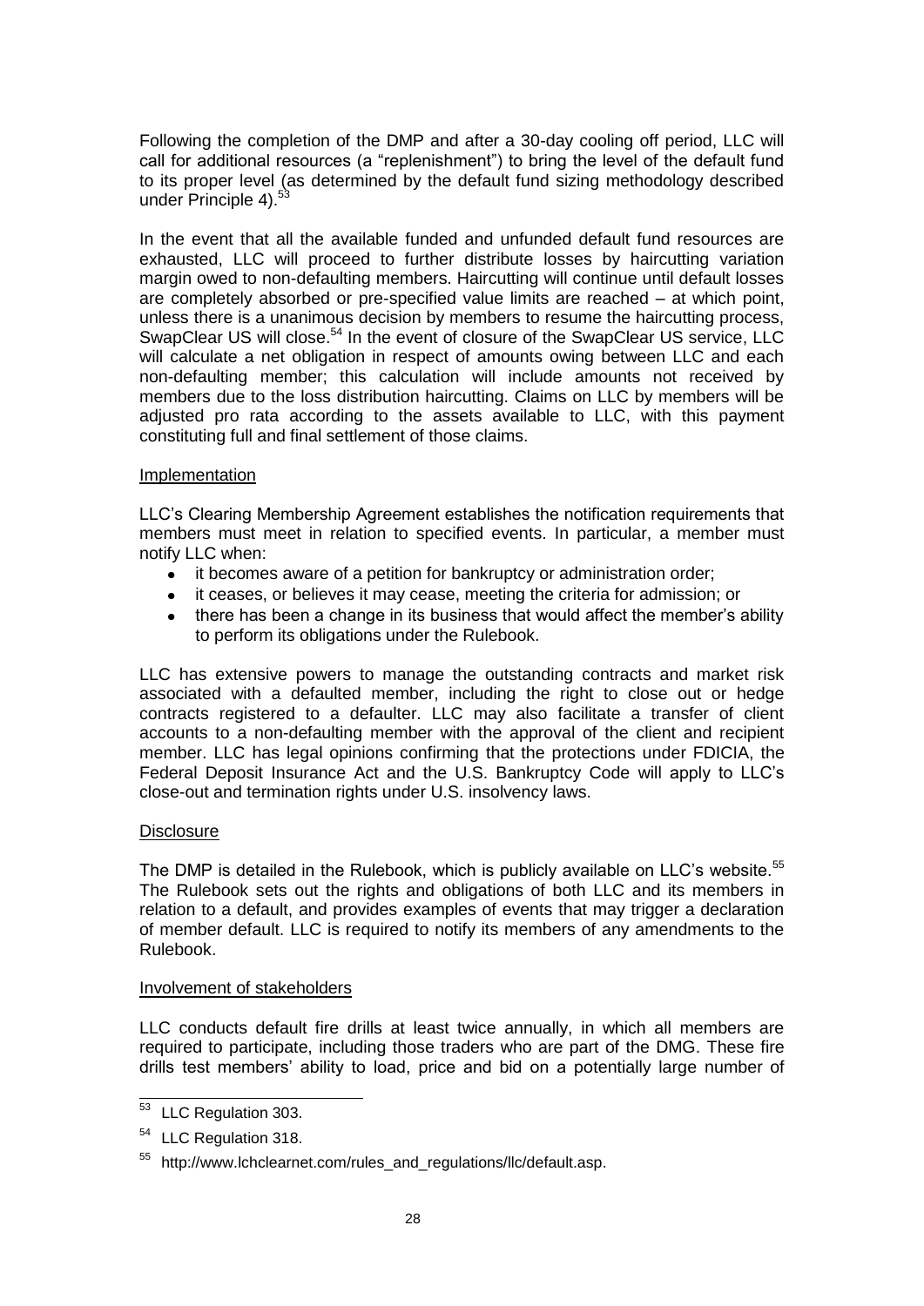Following the completion of the DMP and after a 30-day cooling off period, LLC will call for additional resources (a "replenishment") to bring the level of the default fund to its proper level (as determined by the default fund sizing methodology described under Principle 4).[53]

In the event that all the available funded and unfunded default fund resources are exhausted, LLC will proceed to further distribute losses by haircutting variation margin owed to non-defaulting members. Haircutting will continue until default losses are completely absorbed or pre-specified value limits are reached – at which point, unless there is a unanimous decision by members to resume the haircutting process, SwapClear US will close.[54] In the event of closure of the SwapClear US service, LLC will calculate a net obligation in respect of amounts owing between LLC and each non-defaulting member; this calculation will include amounts not received by members due to the loss distribution haircutting. Claims on LLC by members will be adjusted pro rata according to the assets available to LLC, with this payment constituting full and final settlement of those claims.

Implementation

LLC's Clearing Membership Agreement establishes the notification requirements that members must meet in relation to specified events. In particular, a member must notify LLC when:

- it becomes aware of a petition for bankruptcy or administration order;
- it ceases, or believes it may cease, meeting the criteria for admission; or
- there has been a change in its business that would affect the member's ability to perform its obligations under the Rulebook.

LLC has extensive powers to manage the outstanding contracts and market risk associated with a defaulted member, including the right to close out or hedge contracts registered to a defaulter. LLC may also facilitate a transfer of client accounts to a non-defaulting member with the approval of the client and recipient member. LLC has legal opinions confirming that the protections under FDICIA, the Federal Deposit Insurance Act and the U.S. Bankruptcy Code will apply to LLC's close-out and termination rights under U.S. insolvency laws.

Disclosure

The DMP is detailed in the Rulebook, which is publicly available on LLC's website.[55] The Rulebook sets out the rights and obligations of both LLC and its members in relation to a default, and provides examples of events that may trigger a declaration of member default. LLC is required to notify its members of any amendments to the Rulebook.

Involvement of stakeholders

LLC conducts default fire drills at least twice annually, in which all members are required to participate, including those traders who are part of the DMG. These fire drills test members' ability to load, price and bid on a potentially large number of

---

[53] LLC Regulation 303.

[54] LLC Regulation 318.

[55] http://www.lchclearnet.com/rules_and_regulations/llc/default.asp.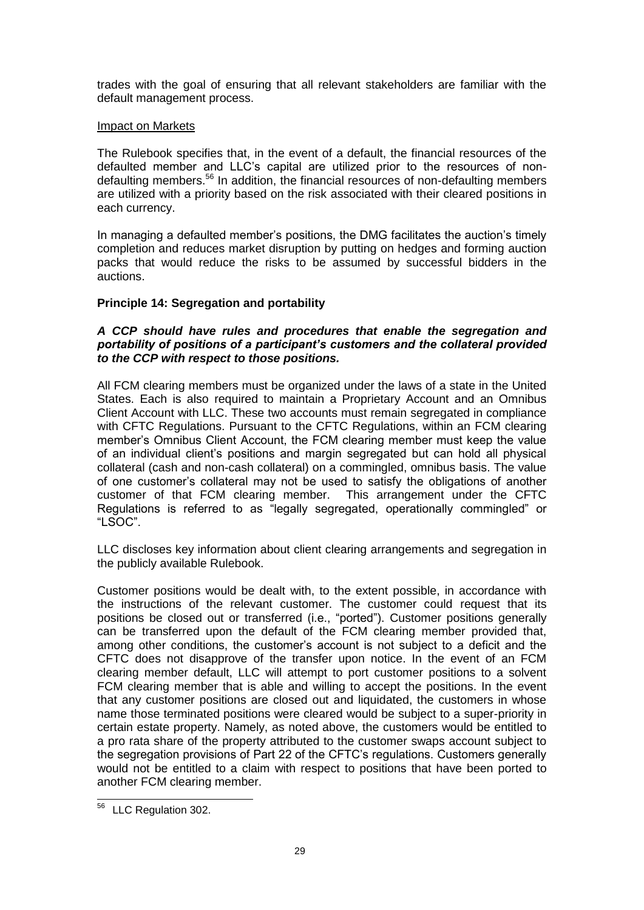trades with the goal of ensuring that all relevant stakeholders are familiar with the default management process.

Impact on Markets

The Rulebook specifies that, in the event of a default, the financial resources of the defaulted member and LLC's capital are utilized prior to the resources of non-defaulting members.[56] In addition, the financial resources of non-defaulting members are utilized with a priority based on the risk associated with their cleared positions in each currency.

In managing a defaulted member's positions, the DMG facilitates the auction's timely completion and reduces market disruption by putting on hedges and forming auction packs that would reduce the risks to be assumed by successful bidders in the auctions.

**Principle 14: Segregation and portability**

***A CCP should have rules and procedures that enable the segregation and portability of positions of a participant's customers and the collateral provided to the CCP with respect to those positions.***

All FCM clearing members must be organized under the laws of a state in the United States. Each is also required to maintain a Proprietary Account and an Omnibus Client Account with LLC. These two accounts must remain segregated in compliance with CFTC Regulations. Pursuant to the CFTC Regulations, within an FCM clearing member's Omnibus Client Account, the FCM clearing member must keep the value of an individual client's positions and margin segregated but can hold all physical collateral (cash and non-cash collateral) on a commingled, omnibus basis. The value of one customer's collateral may not be used to satisfy the obligations of another customer of that FCM clearing member. This arrangement under the CFTC Regulations is referred to as "legally segregated, operationally commingled" or "LSOC".

LLC discloses key information about client clearing arrangements and segregation in the publicly available Rulebook.

Customer positions would be dealt with, to the extent possible, in accordance with the instructions of the relevant customer. The customer could request that its positions be closed out or transferred (i.e., "ported"). Customer positions generally can be transferred upon the default of the FCM clearing member provided that, among other conditions, the customer's account is not subject to a deficit and the CFTC does not disapprove of the transfer upon notice. In the event of an FCM clearing member default, LLC will attempt to port customer positions to a solvent FCM clearing member that is able and willing to accept the positions. In the event that any customer positions are closed out and liquidated, the customers in whose name those terminated positions were cleared would be subject to a super-priority in certain estate property. Namely, as noted above, the customers would be entitled to a pro rata share of the property attributed to the customer swaps account subject to the segregation provisions of Part 22 of the CFTC's regulations. Customers generally would not be entitled to a claim with respect to positions that have been ported to another FCM clearing member.

---

[56] LLC Regulation 302.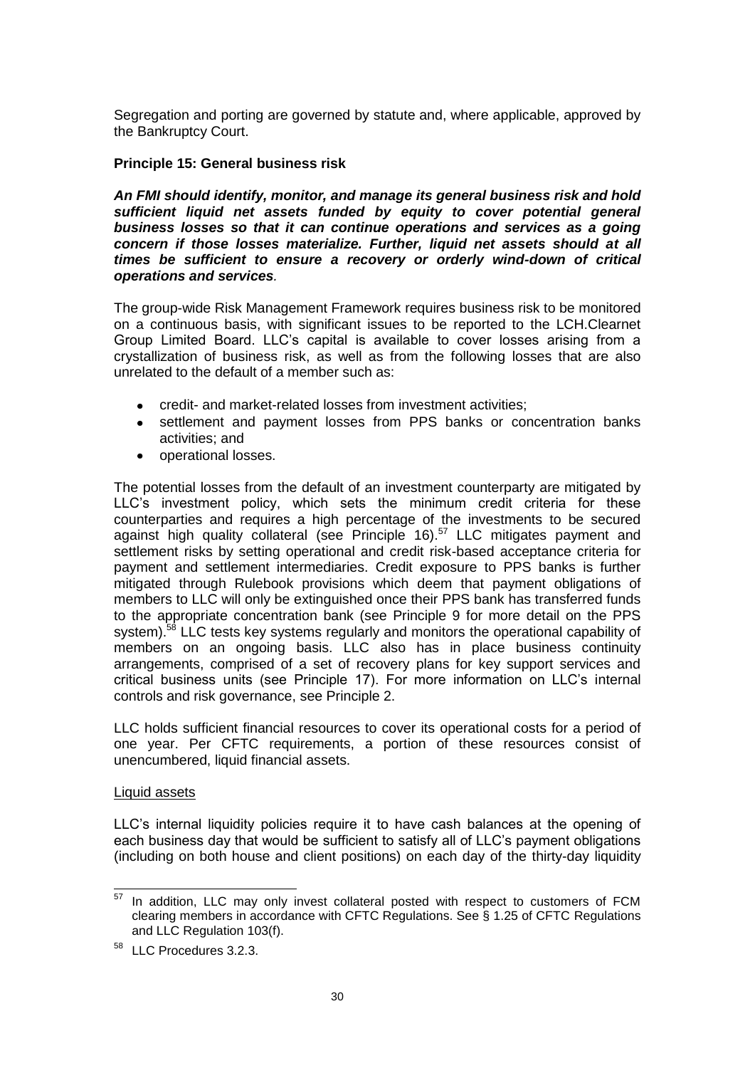Segregation and porting are governed by statute and, where applicable, approved by the Bankruptcy Court.

**Principle 15: General business risk**

***An FMI should identify, monitor, and manage its general business risk and hold sufficient liquid net assets funded by equity to cover potential general business losses so that it can continue operations and services as a going concern if those losses materialize. Further, liquid net assets should at all times be sufficient to ensure a recovery or orderly wind-down of critical operations and services*.**

The group-wide Risk Management Framework requires business risk to be monitored on a continuous basis, with significant issues to be reported to the LCH.Clearnet Group Limited Board. LLC's capital is available to cover losses arising from a crystallization of business risk, as well as from the following losses that are also unrelated to the default of a member such as:

- credit- and market-related losses from investment activities;
- settlement and payment losses from PPS banks or concentration banks activities; and
- operational losses.

The potential losses from the default of an investment counterparty are mitigated by LLC's investment policy, which sets the minimum credit criteria for these counterparties and requires a high percentage of the investments to be secured against high quality collateral (see Principle 16).[57] LLC mitigates payment and settlement risks by setting operational and credit risk-based acceptance criteria for payment and settlement intermediaries. Credit exposure to PPS banks is further mitigated through Rulebook provisions which deem that payment obligations of members to LLC will only be extinguished once their PPS bank has transferred funds to the appropriate concentration bank (see Principle 9 for more detail on the PPS system).[58] LLC tests key systems regularly and monitors the operational capability of members on an ongoing basis. LLC also has in place business continuity arrangements, comprised of a set of recovery plans for key support services and critical business units (see Principle 17). For more information on LLC's internal controls and risk governance, see Principle 2.

LLC holds sufficient financial resources to cover its operational costs for a period of one year. Per CFTC requirements, a portion of these resources consist of unencumbered, liquid financial assets.

Liquid assets

LLC's internal liquidity policies require it to have cash balances at the opening of each business day that would be sufficient to satisfy all of LLC's payment obligations (including on both house and client positions) on each day of the thirty-day liquidity

---

[57] In addition, LLC may only invest collateral posted with respect to customers of FCM clearing members in accordance with CFTC Regulations. See § 1.25 of CFTC Regulations and LLC Regulation 103(f).

[58] LLC Procedures 3.2.3.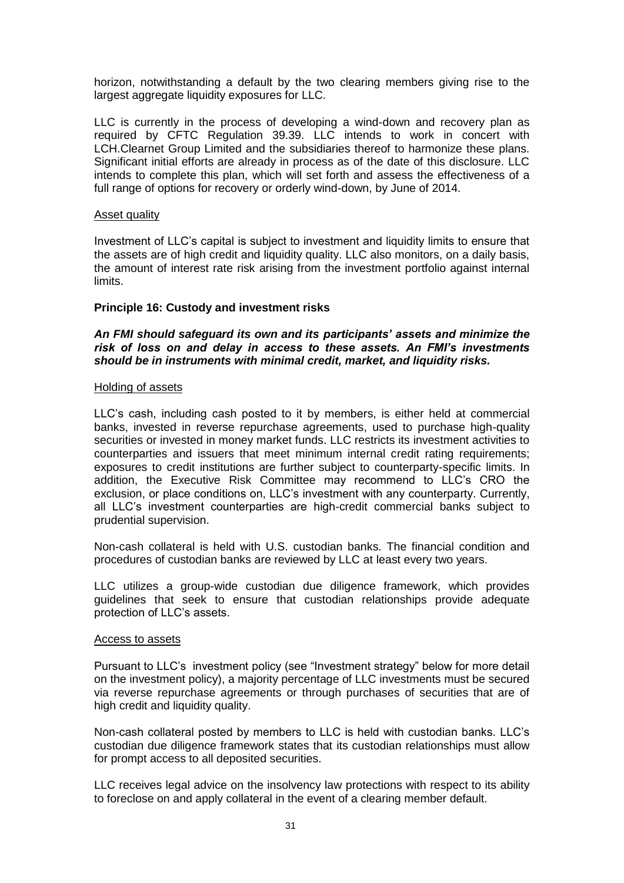horizon, notwithstanding a default by the two clearing members giving rise to the largest aggregate liquidity exposures for LLC.

LLC is currently in the process of developing a wind-down and recovery plan as required by CFTC Regulation 39.39. LLC intends to work in concert with LCH.Clearnet Group Limited and the subsidiaries thereof to harmonize these plans. Significant initial efforts are already in process as of the date of this disclosure. LLC intends to complete this plan, which will set forth and assess the effectiveness of a full range of options for recovery or orderly wind-down, by June of 2014.

Asset quality

Investment of LLC's capital is subject to investment and liquidity limits to ensure that the assets are of high credit and liquidity quality. LLC also monitors, on a daily basis, the amount of interest rate risk arising from the investment portfolio against internal limits.

**Principle 16: Custody and investment risks**

***An FMI should safeguard its own and its participants' assets and minimize the risk of loss on and delay in access to these assets. An FMI's investments should be in instruments with minimal credit, market, and liquidity risks.***

Holding of assets

LLC's cash, including cash posted to it by members, is either held at commercial banks, invested in reverse repurchase agreements, used to purchase high-quality securities or invested in money market funds. LLC restricts its investment activities to counterparties and issuers that meet minimum internal credit rating requirements; exposures to credit institutions are further subject to counterparty-specific limits. In addition, the Executive Risk Committee may recommend to LLC's CRO the exclusion, or place conditions on, LLC's investment with any counterparty. Currently, all LLC's investment counterparties are high-credit commercial banks subject to prudential supervision.

Non-cash collateral is held with U.S. custodian banks. The financial condition and procedures of custodian banks are reviewed by LLC at least every two years.

LLC utilizes a group-wide custodian due diligence framework, which provides guidelines that seek to ensure that custodian relationships provide adequate protection of LLC's assets.

Access to assets

Pursuant to LLC's investment policy (see "Investment strategy" below for more detail on the investment policy), a majority percentage of LLC investments must be secured via reverse repurchase agreements or through purchases of securities that are of high credit and liquidity quality.

Non-cash collateral posted by members to LLC is held with custodian banks. LLC's custodian due diligence framework states that its custodian relationships must allow for prompt access to all deposited securities.

LLC receives legal advice on the insolvency law protections with respect to its ability to foreclose on and apply collateral in the event of a clearing member default.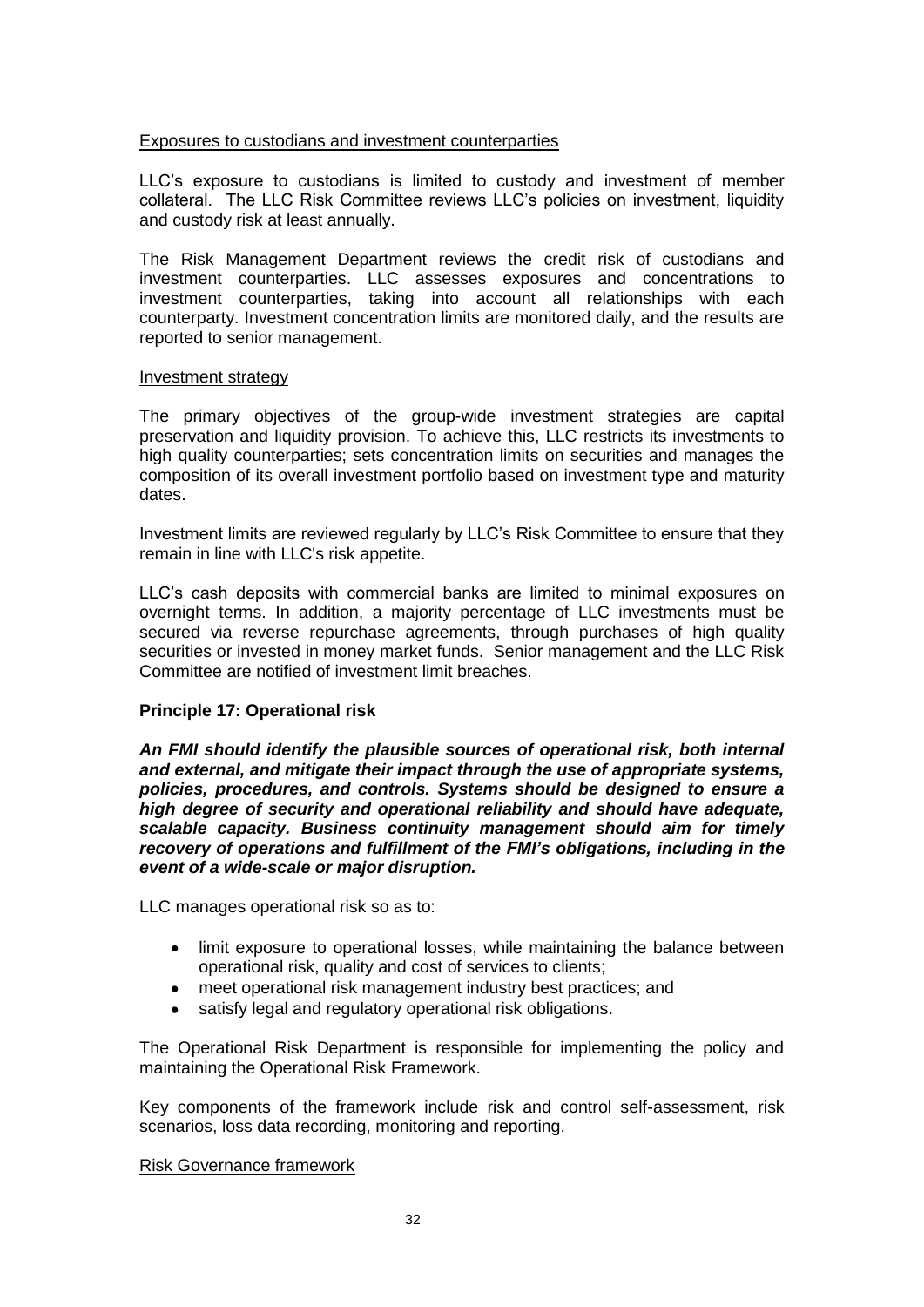Exposures to custodians and investment counterparties

LLC's exposure to custodians is limited to custody and investment of member collateral. The LLC Risk Committee reviews LLC's policies on investment, liquidity and custody risk at least annually.

The Risk Management Department reviews the credit risk of custodians and investment counterparties. LLC assesses exposures and concentrations to investment counterparties, taking into account all relationships with each counterparty. Investment concentration limits are monitored daily, and the results are reported to senior management.

Investment strategy

The primary objectives of the group-wide investment strategies are capital preservation and liquidity provision. To achieve this, LLC restricts its investments to high quality counterparties; sets concentration limits on securities and manages the composition of its overall investment portfolio based on investment type and maturity dates.

Investment limits are reviewed regularly by LLC's Risk Committee to ensure that they remain in line with LLC's risk appetite.

LLC's cash deposits with commercial banks are limited to minimal exposures on overnight terms. In addition, a majority percentage of LLC investments must be secured via reverse repurchase agreements, through purchases of high quality securities or invested in money market funds. Senior management and the LLC Risk Committee are notified of investment limit breaches.

**Principle 17: Operational risk**

***An FMI should identify the plausible sources of operational risk, both internal and external, and mitigate their impact through the use of appropriate systems, policies, procedures, and controls. Systems should be designed to ensure a high degree of security and operational reliability and should have adequate, scalable capacity. Business continuity management should aim for timely recovery of operations and fulfillment of the FMI's obligations, including in the event of a wide-scale or major disruption.***

LLC manages operational risk so as to:

- limit exposure to operational losses, while maintaining the balance between operational risk, quality and cost of services to clients;
- meet operational risk management industry best practices; and
- satisfy legal and regulatory operational risk obligations.

The Operational Risk Department is responsible for implementing the policy and maintaining the Operational Risk Framework.

Key components of the framework include risk and control self-assessment, risk scenarios, loss data recording, monitoring and reporting.

Risk Governance framework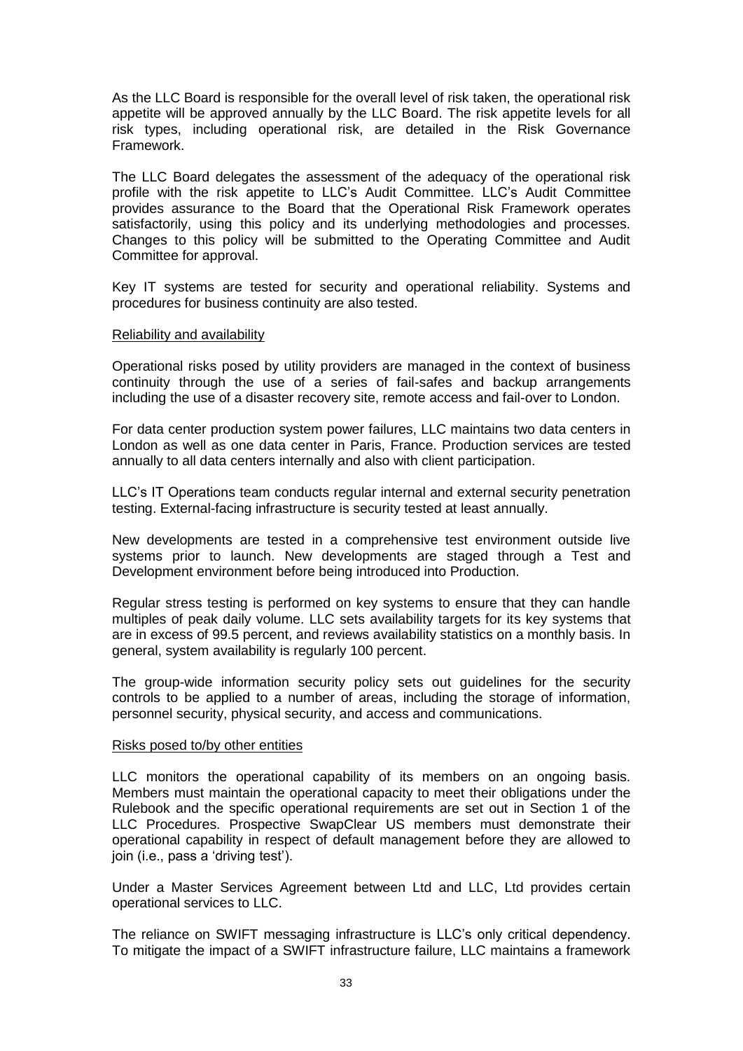As the LLC Board is responsible for the overall level of risk taken, the operational risk appetite will be approved annually by the LLC Board. The risk appetite levels for all risk types, including operational risk, are detailed in the Risk Governance Framework.

The LLC Board delegates the assessment of the adequacy of the operational risk profile with the risk appetite to LLC's Audit Committee. LLC's Audit Committee provides assurance to the Board that the Operational Risk Framework operates satisfactorily, using this policy and its underlying methodologies and processes. Changes to this policy will be submitted to the Operating Committee and Audit Committee for approval.

Key IT systems are tested for security and operational reliability. Systems and procedures for business continuity are also tested.

<u>Reliability and availability</u>

Operational risks posed by utility providers are managed in the context of business continuity through the use of a series of fail-safes and backup arrangements including the use of a disaster recovery site, remote access and fail-over to London.

For data center production system power failures, LLC maintains two data centers in London as well as one data center in Paris, France. Production services are tested annually to all data centers internally and also with client participation.

LLC's IT Operations team conducts regular internal and external security penetration testing. External-facing infrastructure is security tested at least annually.

New developments are tested in a comprehensive test environment outside live systems prior to launch. New developments are staged through a Test and Development environment before being introduced into Production.

Regular stress testing is performed on key systems to ensure that they can handle multiples of peak daily volume. LLC sets availability targets for its key systems that are in excess of 99.5 percent, and reviews availability statistics on a monthly basis. In general, system availability is regularly 100 percent.

The group-wide information security policy sets out guidelines for the security controls to be applied to a number of areas, including the storage of information, personnel security, physical security, and access and communications.

<u>Risks posed to/by other entities</u>

LLC monitors the operational capability of its members on an ongoing basis. Members must maintain the operational capacity to meet their obligations under the Rulebook and the specific operational requirements are set out in Section 1 of the LLC Procedures. Prospective SwapClear US members must demonstrate their operational capability in respect of default management before they are allowed to join (i.e., pass a 'driving test').

Under a Master Services Agreement between Ltd and LLC, Ltd provides certain operational services to LLC.

The reliance on SWIFT messaging infrastructure is LLC's only critical dependency. To mitigate the impact of a SWIFT infrastructure failure, LLC maintains a framework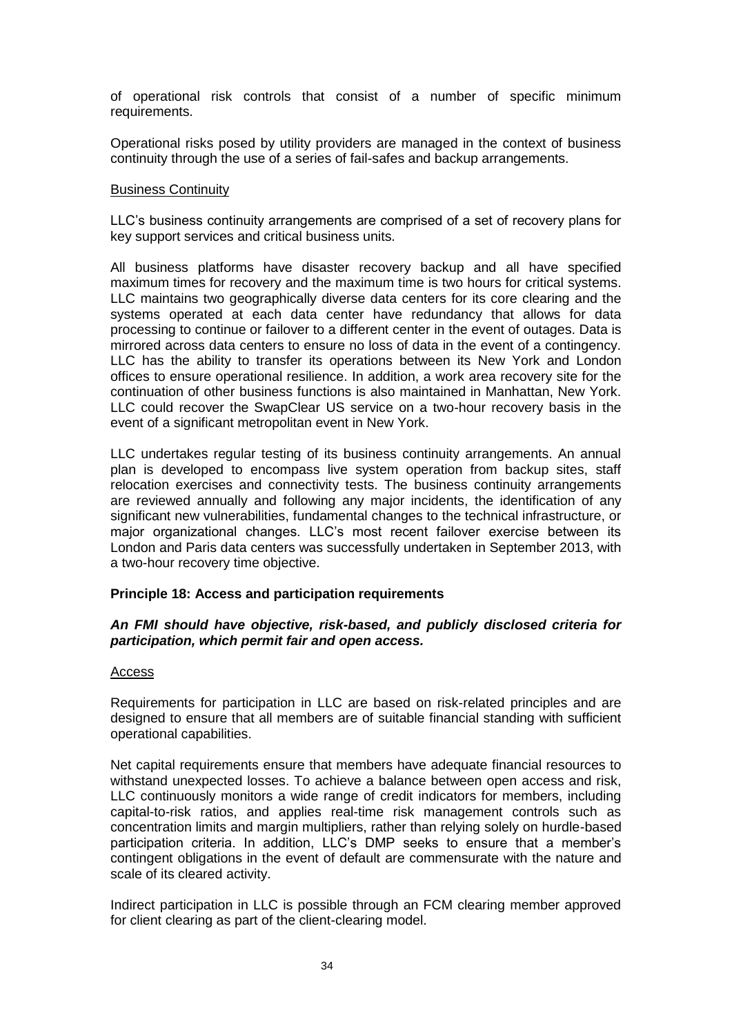of operational risk controls that consist of a number of specific minimum requirements.

Operational risks posed by utility providers are managed in the context of business continuity through the use of a series of fail-safes and backup arrangements.

Business Continuity

LLC's business continuity arrangements are comprised of a set of recovery plans for key support services and critical business units.

All business platforms have disaster recovery backup and all have specified maximum times for recovery and the maximum time is two hours for critical systems. LLC maintains two geographically diverse data centers for its core clearing and the systems operated at each data center have redundancy that allows for data processing to continue or failover to a different center in the event of outages. Data is mirrored across data centers to ensure no loss of data in the event of a contingency. LLC has the ability to transfer its operations between its New York and London offices to ensure operational resilience. In addition, a work area recovery site for the continuation of other business functions is also maintained in Manhattan, New York. LLC could recover the SwapClear US service on a two-hour recovery basis in the event of a significant metropolitan event in New York.

LLC undertakes regular testing of its business continuity arrangements. An annual plan is developed to encompass live system operation from backup sites, staff relocation exercises and connectivity tests. The business continuity arrangements are reviewed annually and following any major incidents, the identification of any significant new vulnerabilities, fundamental changes to the technical infrastructure, or major organizational changes. LLC's most recent failover exercise between its London and Paris data centers was successfully undertaken in September 2013, with a two-hour recovery time objective.

**Principle 18: Access and participation requirements**

***An FMI should have objective, risk-based, and publicly disclosed criteria for participation, which permit fair and open access.***

Access

Requirements for participation in LLC are based on risk-related principles and are designed to ensure that all members are of suitable financial standing with sufficient operational capabilities.

Net capital requirements ensure that members have adequate financial resources to withstand unexpected losses. To achieve a balance between open access and risk, LLC continuously monitors a wide range of credit indicators for members, including capital-to-risk ratios, and applies real-time risk management controls such as concentration limits and margin multipliers, rather than relying solely on hurdle-based participation criteria. In addition, LLC's DMP seeks to ensure that a member's contingent obligations in the event of default are commensurate with the nature and scale of its cleared activity.

Indirect participation in LLC is possible through an FCM clearing member approved for client clearing as part of the client-clearing model.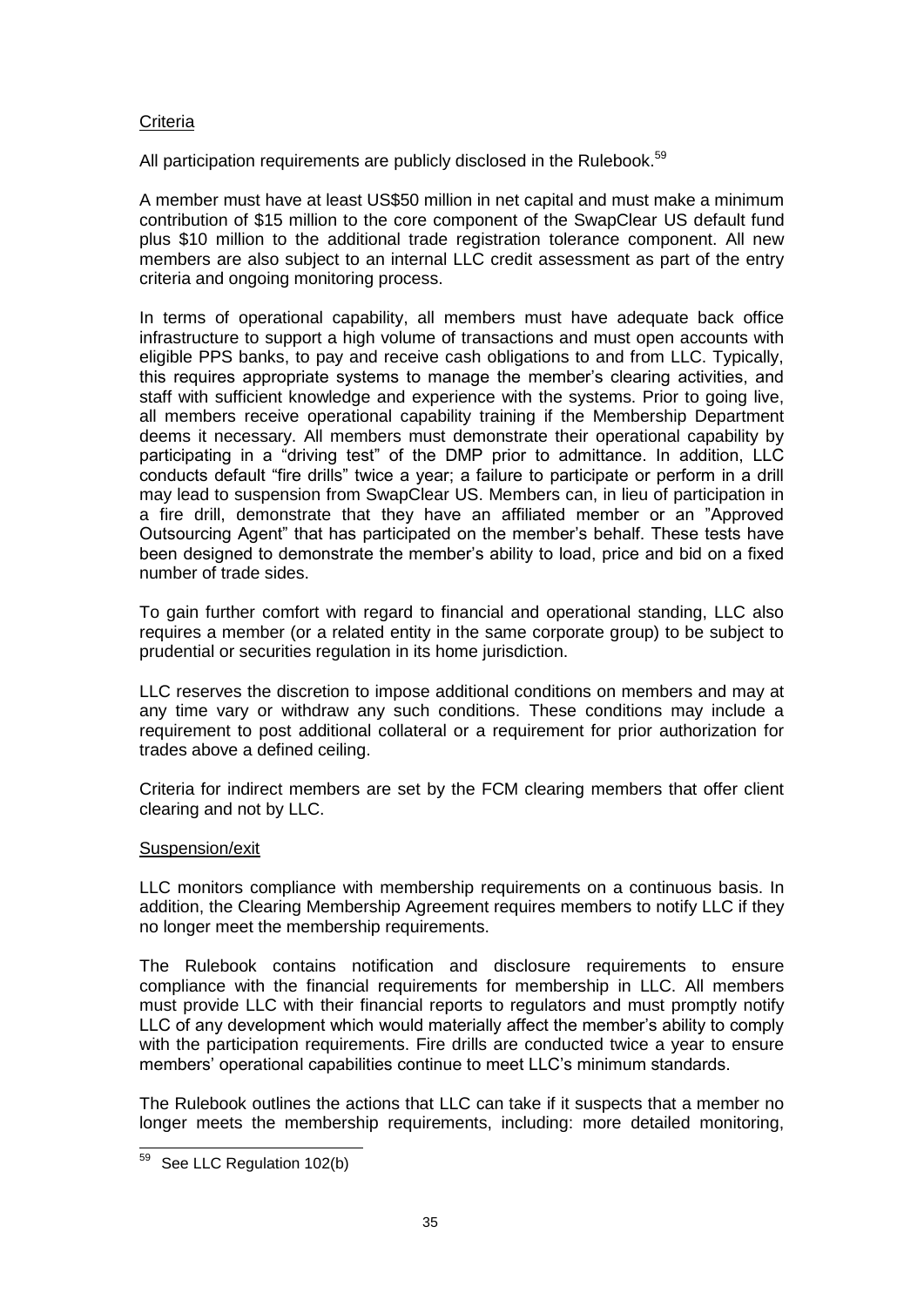Criteria

All participation requirements are publicly disclosed in the Rulebook.[59]

A member must have at least US$50 million in net capital and must make a minimum contribution of $15 million to the core component of the SwapClear US default fund plus $10 million to the additional trade registration tolerance component. All new members are also subject to an internal LLC credit assessment as part of the entry criteria and ongoing monitoring process.

In terms of operational capability, all members must have adequate back office infrastructure to support a high volume of transactions and must open accounts with eligible PPS banks, to pay and receive cash obligations to and from LLC. Typically, this requires appropriate systems to manage the member's clearing activities, and staff with sufficient knowledge and experience with the systems. Prior to going live, all members receive operational capability training if the Membership Department deems it necessary. All members must demonstrate their operational capability by participating in a "driving test" of the DMP prior to admittance. In addition, LLC conducts default "fire drills" twice a year; a failure to participate or perform in a drill may lead to suspension from SwapClear US. Members can, in lieu of participation in a fire drill, demonstrate that they have an affiliated member or an "Approved Outsourcing Agent" that has participated on the member's behalf. These tests have been designed to demonstrate the member's ability to load, price and bid on a fixed number of trade sides.

To gain further comfort with regard to financial and operational standing, LLC also requires a member (or a related entity in the same corporate group) to be subject to prudential or securities regulation in its home jurisdiction.

LLC reserves the discretion to impose additional conditions on members and may at any time vary or withdraw any such conditions. These conditions may include a requirement to post additional collateral or a requirement for prior authorization for trades above a defined ceiling.

Criteria for indirect members are set by the FCM clearing members that offer client clearing and not by LLC.

Suspension/exit

LLC monitors compliance with membership requirements on a continuous basis. In addition, the Clearing Membership Agreement requires members to notify LLC if they no longer meet the membership requirements.

The Rulebook contains notification and disclosure requirements to ensure compliance with the financial requirements for membership in LLC. All members must provide LLC with their financial reports to regulators and must promptly notify LLC of any development which would materially affect the member's ability to comply with the participation requirements. Fire drills are conducted twice a year to ensure members' operational capabilities continue to meet LLC's minimum standards.

The Rulebook outlines the actions that LLC can take if it suspects that a member no longer meets the membership requirements, including: more detailed monitoring,

[59] See LLC Regulation 102(b)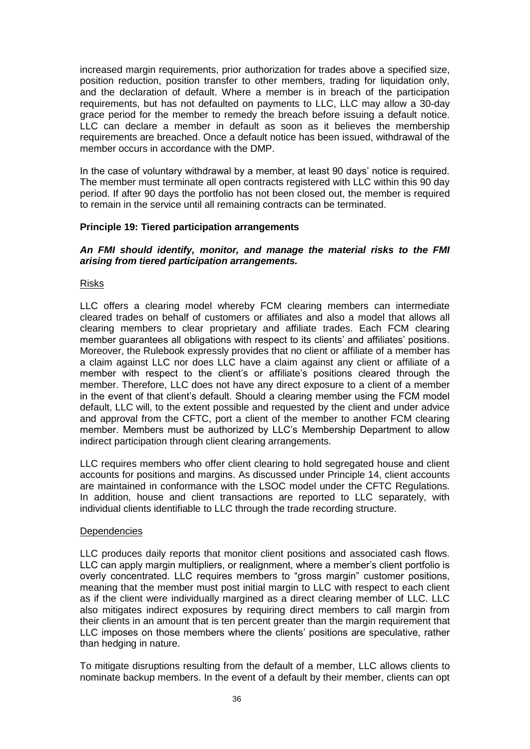increased margin requirements, prior authorization for trades above a specified size, position reduction, position transfer to other members, trading for liquidation only, and the declaration of default. Where a member is in breach of the participation requirements, but has not defaulted on payments to LLC, LLC may allow a 30-day grace period for the member to remedy the breach before issuing a default notice. LLC can declare a member in default as soon as it believes the membership requirements are breached. Once a default notice has been issued, withdrawal of the member occurs in accordance with the DMP.

In the case of voluntary withdrawal by a member, at least 90 days' notice is required. The member must terminate all open contracts registered with LLC within this 90 day period. If after 90 days the portfolio has not been closed out, the member is required to remain in the service until all remaining contracts can be terminated.

**Principle 19: Tiered participation arrangements**

***An FMI should identify, monitor, and manage the material risks to the FMI arising from tiered participation arrangements.***

Risks

LLC offers a clearing model whereby FCM clearing members can intermediate cleared trades on behalf of customers or affiliates and also a model that allows all clearing members to clear proprietary and affiliate trades. Each FCM clearing member guarantees all obligations with respect to its clients' and affiliates' positions. Moreover, the Rulebook expressly provides that no client or affiliate of a member has a claim against LLC nor does LLC have a claim against any client or affiliate of a member with respect to the client's or affiliate's positions cleared through the member. Therefore, LLC does not have any direct exposure to a client of a member in the event of that client's default. Should a clearing member using the FCM model default, LLC will, to the extent possible and requested by the client and under advice and approval from the CFTC, port a client of the member to another FCM clearing member. Members must be authorized by LLC's Membership Department to allow indirect participation through client clearing arrangements.

LLC requires members who offer client clearing to hold segregated house and client accounts for positions and margins. As discussed under Principle 14, client accounts are maintained in conformance with the LSOC model under the CFTC Regulations. In addition, house and client transactions are reported to LLC separately, with individual clients identifiable to LLC through the trade recording structure.

Dependencies

LLC produces daily reports that monitor client positions and associated cash flows. LLC can apply margin multipliers, or realignment, where a member's client portfolio is overly concentrated. LLC requires members to "gross margin" customer positions, meaning that the member must post initial margin to LLC with respect to each client as if the client were individually margined as a direct clearing member of LLC. LLC also mitigates indirect exposures by requiring direct members to call margin from their clients in an amount that is ten percent greater than the margin requirement that LLC imposes on those members where the clients' positions are speculative, rather than hedging in nature.

To mitigate disruptions resulting from the default of a member, LLC allows clients to nominate backup members. In the event of a default by their member, clients can opt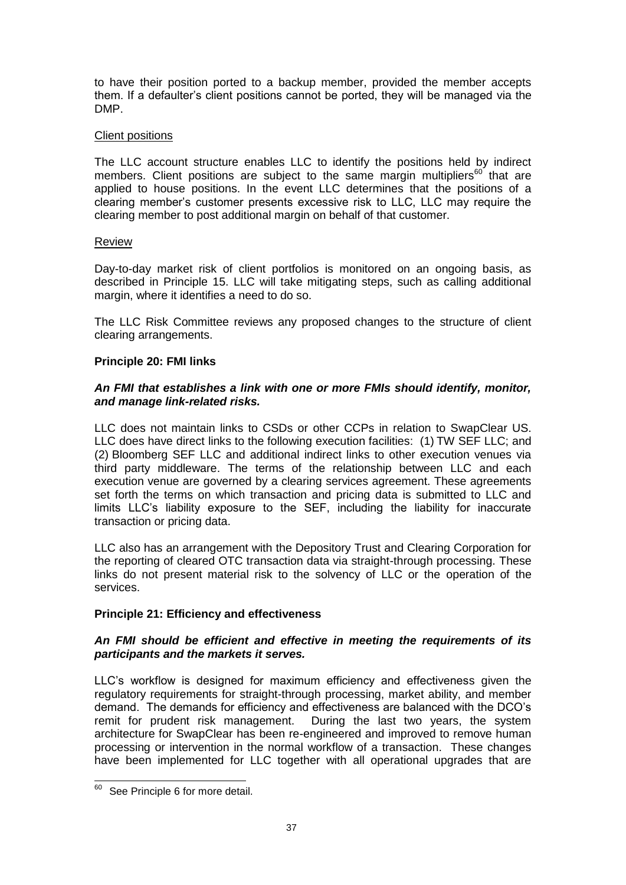to have their position ported to a backup member, provided the member accepts them. If a defaulter's client positions cannot be ported, they will be managed via the DMP.

Client positions

The LLC account structure enables LLC to identify the positions held by indirect members. Client positions are subject to the same margin multipliers[60] that are applied to house positions. In the event LLC determines that the positions of a clearing member's customer presents excessive risk to LLC, LLC may require the clearing member to post additional margin on behalf of that customer.

Review

Day-to-day market risk of client portfolios is monitored on an ongoing basis, as described in Principle 15. LLC will take mitigating steps, such as calling additional margin, where it identifies a need to do so.

The LLC Risk Committee reviews any proposed changes to the structure of client clearing arrangements.

**Principle 20: FMI links**

***An FMI that establishes a link with one or more FMIs should identify, monitor, and manage link-related risks.***

LLC does not maintain links to CSDs or other CCPs in relation to SwapClear US. LLC does have direct links to the following execution facilities: (1) TW SEF LLC; and (2) Bloomberg SEF LLC and additional indirect links to other execution venues via third party middleware. The terms of the relationship between LLC and each execution venue are governed by a clearing services agreement. These agreements set forth the terms on which transaction and pricing data is submitted to LLC and limits LLC's liability exposure to the SEF, including the liability for inaccurate transaction or pricing data.

LLC also has an arrangement with the Depository Trust and Clearing Corporation for the reporting of cleared OTC transaction data via straight-through processing. These links do not present material risk to the solvency of LLC or the operation of the services.

**Principle 21: Efficiency and effectiveness**

***An FMI should be efficient and effective in meeting the requirements of its participants and the markets it serves.***

LLC's workflow is designed for maximum efficiency and effectiveness given the regulatory requirements for straight-through processing, market ability, and member demand. The demands for efficiency and effectiveness are balanced with the DCO's remit for prudent risk management. During the last two years, the system architecture for SwapClear has been re-engineered and improved to remove human processing or intervention in the normal workflow of a transaction. These changes have been implemented for LLC together with all operational upgrades that are

[60] See Principle 6 for more detail.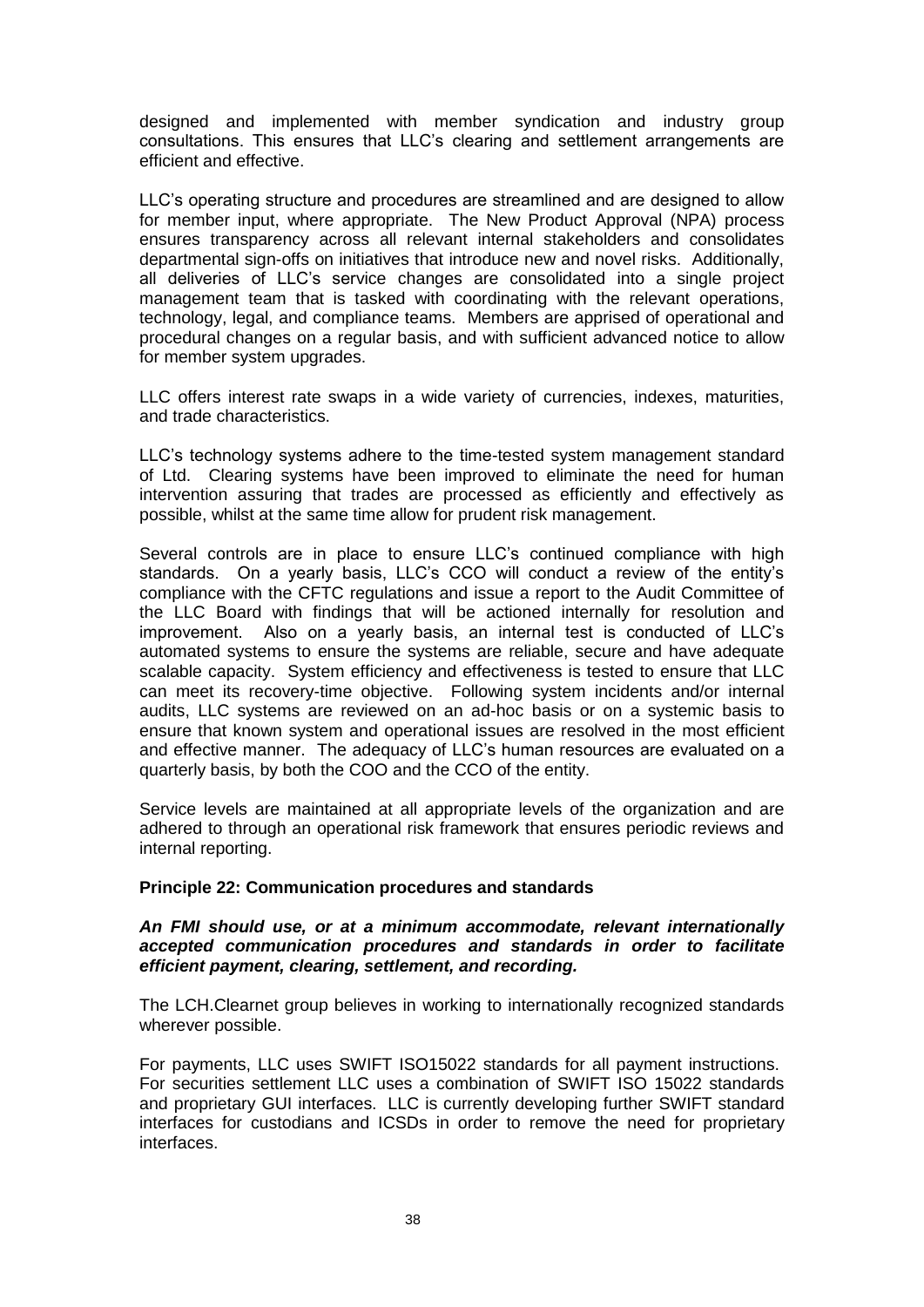designed and implemented with member syndication and industry group consultations. This ensures that LLC's clearing and settlement arrangements are efficient and effective.

LLC's operating structure and procedures are streamlined and are designed to allow for member input, where appropriate. The New Product Approval (NPA) process ensures transparency across all relevant internal stakeholders and consolidates departmental sign-offs on initiatives that introduce new and novel risks. Additionally, all deliveries of LLC's service changes are consolidated into a single project management team that is tasked with coordinating with the relevant operations, technology, legal, and compliance teams. Members are apprised of operational and procedural changes on a regular basis, and with sufficient advanced notice to allow for member system upgrades.

LLC offers interest rate swaps in a wide variety of currencies, indexes, maturities, and trade characteristics.

LLC's technology systems adhere to the time-tested system management standard of Ltd. Clearing systems have been improved to eliminate the need for human intervention assuring that trades are processed as efficiently and effectively as possible, whilst at the same time allow for prudent risk management.

Several controls are in place to ensure LLC's continued compliance with high standards. On a yearly basis, LLC's CCO will conduct a review of the entity's compliance with the CFTC regulations and issue a report to the Audit Committee of the LLC Board with findings that will be actioned internally for resolution and improvement. Also on a yearly basis, an internal test is conducted of LLC's automated systems to ensure the systems are reliable, secure and have adequate scalable capacity. System efficiency and effectiveness is tested to ensure that LLC can meet its recovery-time objective. Following system incidents and/or internal audits, LLC systems are reviewed on an ad-hoc basis or on a systemic basis to ensure that known system and operational issues are resolved in the most efficient and effective manner. The adequacy of LLC's human resources are evaluated on a quarterly basis, by both the COO and the CCO of the entity.

Service levels are maintained at all appropriate levels of the organization and are adhered to through an operational risk framework that ensures periodic reviews and internal reporting.

**Principle 22: Communication procedures and standards**

***An FMI should use, or at a minimum accommodate, relevant internationally accepted communication procedures and standards in order to facilitate efficient payment, clearing, settlement, and recording.***

The LCH.Clearnet group believes in working to internationally recognized standards wherever possible.

For payments, LLC uses SWIFT ISO15022 standards for all payment instructions. For securities settlement LLC uses a combination of SWIFT ISO 15022 standards and proprietary GUI interfaces. LLC is currently developing further SWIFT standard interfaces for custodians and ICSDs in order to remove the need for proprietary interfaces.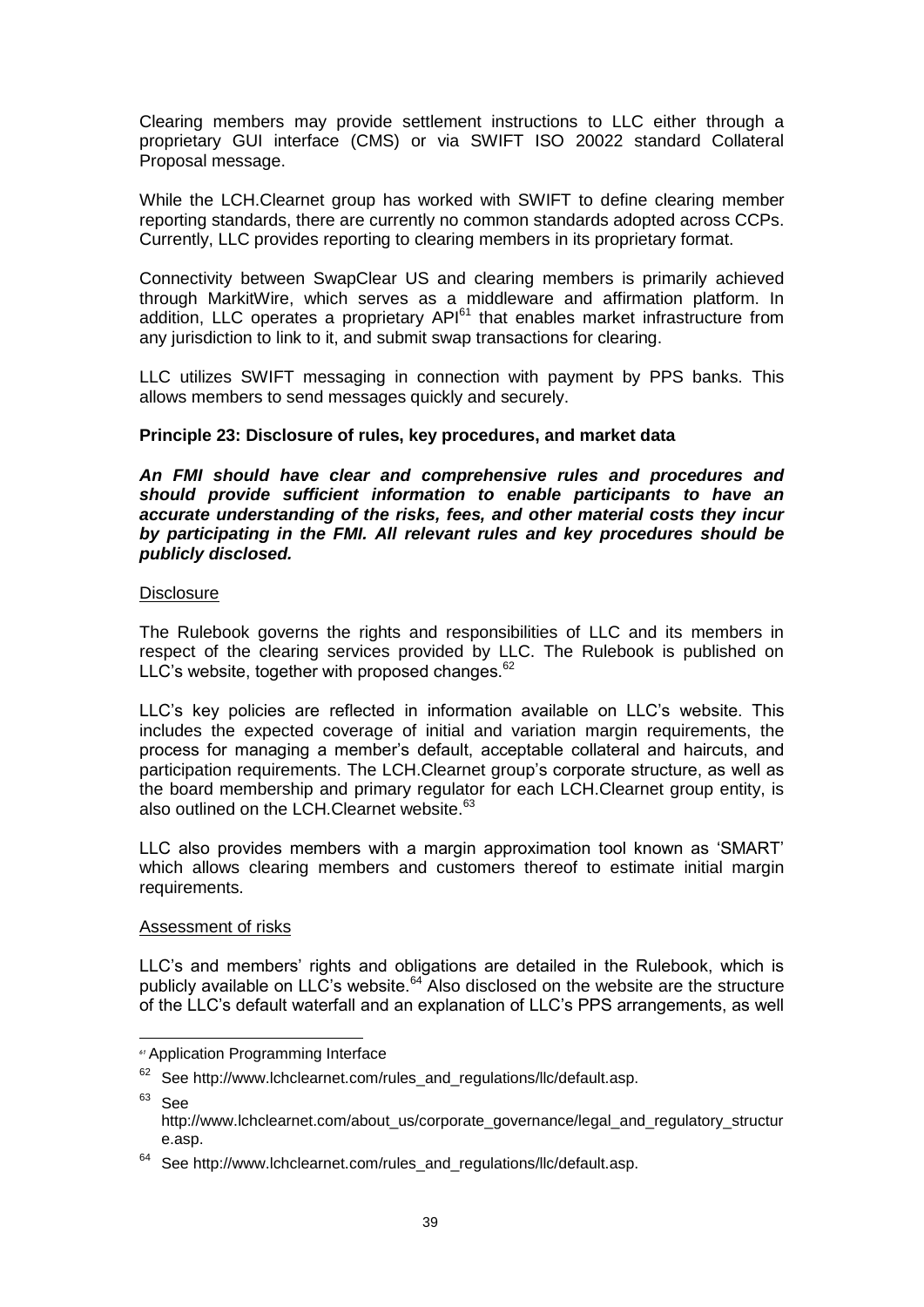Clearing members may provide settlement instructions to LLC either through a proprietary GUI interface (CMS) or via SWIFT ISO 20022 standard Collateral Proposal message.

While the LCH.Clearnet group has worked with SWIFT to define clearing member reporting standards, there are currently no common standards adopted across CCPs. Currently, LLC provides reporting to clearing members in its proprietary format.

Connectivity between SwapClear US and clearing members is primarily achieved through MarkitWire, which serves as a middleware and affirmation platform. In addition, LLC operates a proprietary API[61] that enables market infrastructure from any jurisdiction to link to it, and submit swap transactions for clearing.

LLC utilizes SWIFT messaging in connection with payment by PPS banks. This allows members to send messages quickly and securely.

**Principle 23: Disclosure of rules, key procedures, and market data**

***An FMI should have clear and comprehensive rules and procedures and should provide sufficient information to enable participants to have an accurate understanding of the risks, fees, and other material costs they incur by participating in the FMI. All relevant rules and key procedures should be publicly disclosed.***

Disclosure

The Rulebook governs the rights and responsibilities of LLC and its members in respect of the clearing services provided by LLC. The Rulebook is published on LLC's website, together with proposed changes.[62]

LLC's key policies are reflected in information available on LLC's website. This includes the expected coverage of initial and variation margin requirements, the process for managing a member's default, acceptable collateral and haircuts, and participation requirements. The LCH.Clearnet group's corporate structure, as well as the board membership and primary regulator for each LCH.Clearnet group entity, is also outlined on the LCH.Clearnet website.[63]

LLC also provides members with a margin approximation tool known as 'SMART' which allows clearing members and customers thereof to estimate initial margin requirements.

Assessment of risks

LLC's and members' rights and obligations are detailed in the Rulebook, which is publicly available on LLC's website.[64] Also disclosed on the website are the structure of the LLC's default waterfall and an explanation of LLC's PPS arrangements, as well

---

[61] Application Programming Interface

[62] See http://www.lchclearnet.com/rules_and_regulations/llc/default.asp.

[63] See http://www.lchclearnet.com/about_us/corporate_governance/legal_and_regulatory_structure.asp.

[64] See http://www.lchclearnet.com/rules_and_regulations/llc/default.asp.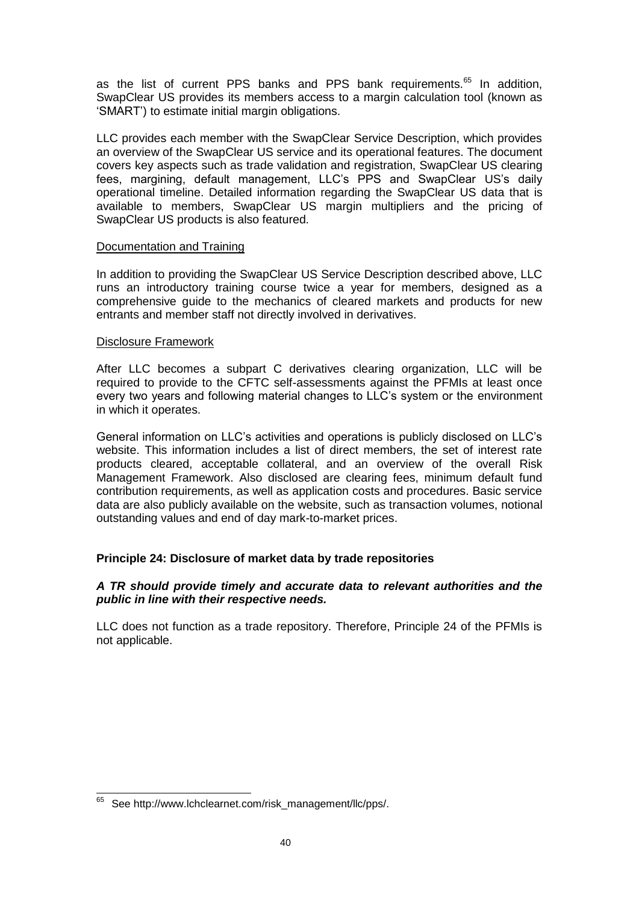as the list of current PPS banks and PPS bank requirements.[65] In addition, SwapClear US provides its members access to a margin calculation tool (known as 'SMART') to estimate initial margin obligations.

LLC provides each member with the SwapClear Service Description, which provides an overview of the SwapClear US service and its operational features. The document covers key aspects such as trade validation and registration, SwapClear US clearing fees, margining, default management, LLC's PPS and SwapClear US's daily operational timeline. Detailed information regarding the SwapClear US data that is available to members, SwapClear US margin multipliers and the pricing of SwapClear US products is also featured.

Documentation and Training

In addition to providing the SwapClear US Service Description described above, LLC runs an introductory training course twice a year for members, designed as a comprehensive guide to the mechanics of cleared markets and products for new entrants and member staff not directly involved in derivatives.

Disclosure Framework

After LLC becomes a subpart C derivatives clearing organization, LLC will be required to provide to the CFTC self-assessments against the PFMIs at least once every two years and following material changes to LLC's system or the environment in which it operates.

General information on LLC's activities and operations is publicly disclosed on LLC's website. This information includes a list of direct members, the set of interest rate products cleared, acceptable collateral, and an overview of the overall Risk Management Framework. Also disclosed are clearing fees, minimum default fund contribution requirements, as well as application costs and procedures. Basic service data are also publicly available on the website, such as transaction volumes, notional outstanding values and end of day mark-to-market prices.

**Principle 24: Disclosure of market data by trade repositories**

***A TR should provide timely and accurate data to relevant authorities and the public in line with their respective needs.***

LLC does not function as a trade repository. Therefore, Principle 24 of the PFMIs is not applicable.

[65] See http://www.lchclearnet.com/risk_management/llc/pps/.